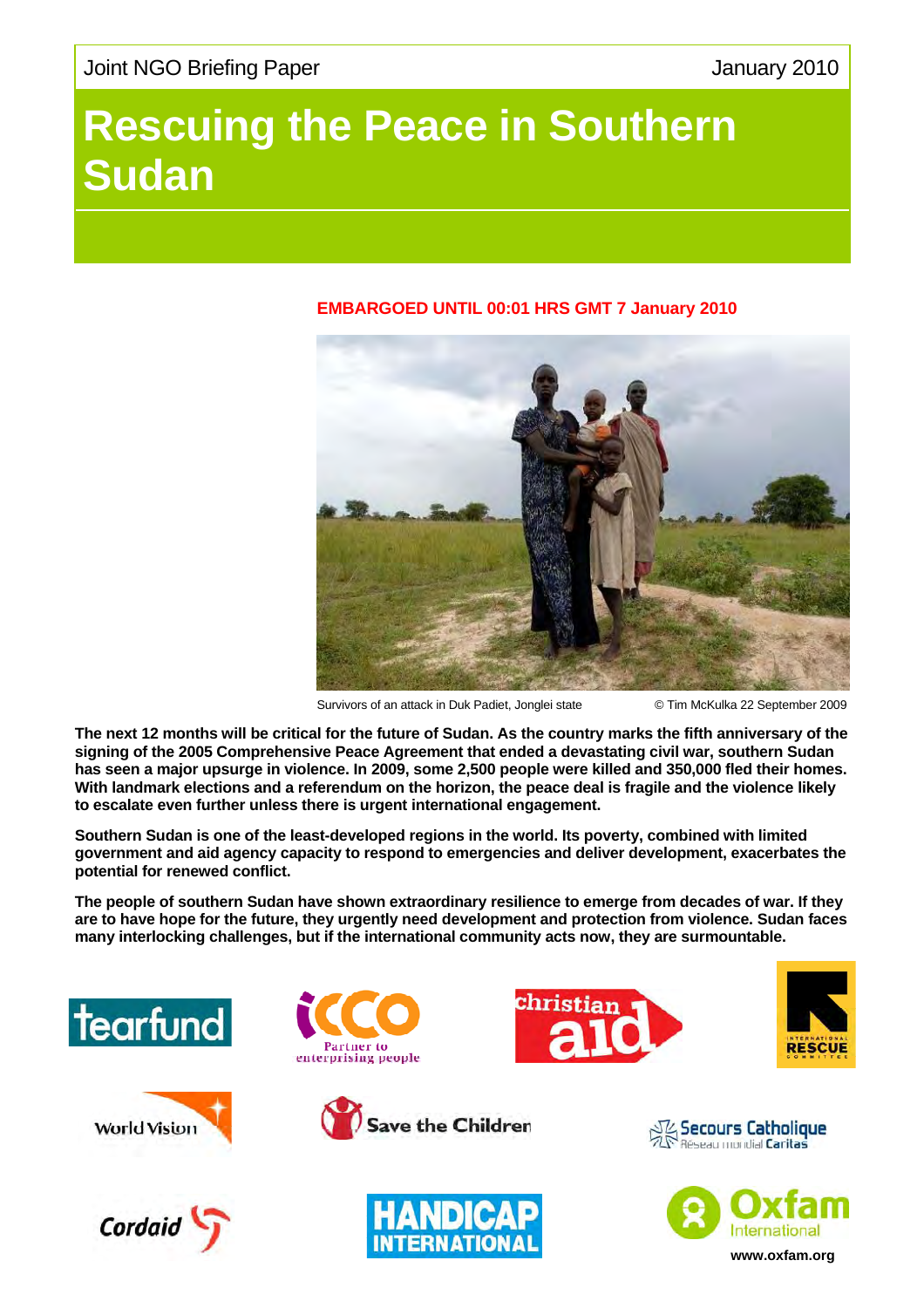Joint NGO Briefing Paper January 2010

# Rescuing the Peace in Southern Sudan

**EMBARGOED UNTIL 00:01 HRS GMT 7 January 2010**

Survivors of an attack in Duk Padiet, Jonglei state © Tim McKulka 22 September 2009

**The next 12 months will be critical for the future of Sudan. As the country marks the fifth anniversary of the signing of the 2005 Comprehensive Peace Agreement that ended a devastating civil war, southern Sudan has seen a major upsurge in violence. In 2009, some 2,500 people were killed and 350,000 fled their homes. With landmark elections and a referendum on the horizon, the peace deal is fragile and the violence likely to escalate even further unless there is urgent international engagement.**

**Southern Sudan is one of the least-developed regions in the world. Its poverty, combined with limited government and aid agency capacity to respond to emergencies and deliver development, exacerbates the potential for renewed conflict.**

**The people of southern Sudan have shown extraordinary resilience to emerge from decades of war. If they are to have hope for the future, they urgently need development and protection from violence. Sudan faces many interlocking challenges, but if the international community acts now, they are surmountable.**

tearfund — ICCO Partner to enterprising people — christian aid — International Rescue Committee — World Vision — Save the Children — Secours Catholique Réseau mondial Caritas — Cordaid — Handicap International — Oxfam International

www.oxfam.org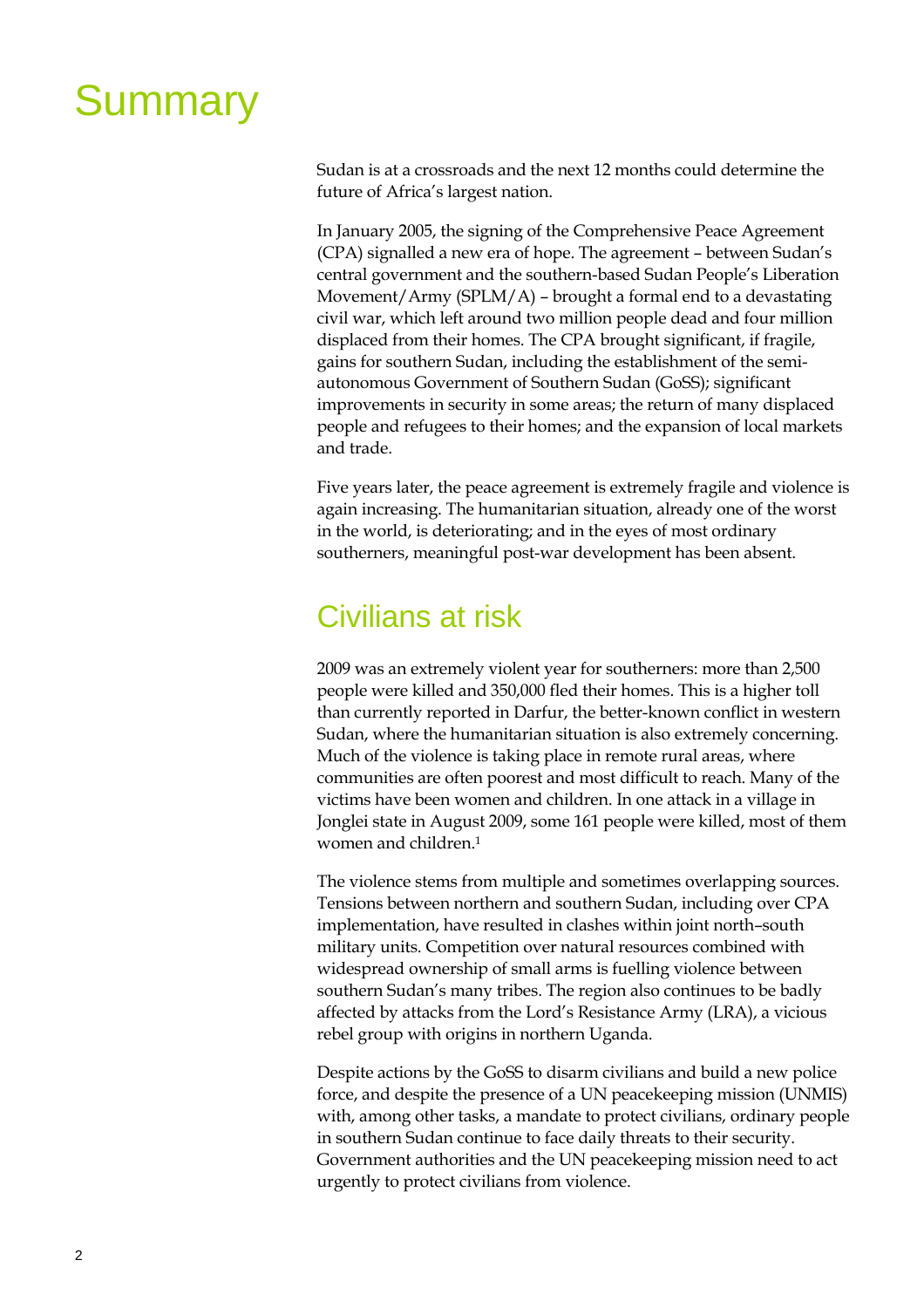# Summary

Sudan is at a crossroads and the next 12 months could determine the future of Africa's largest nation.

In January 2005, the signing of the Comprehensive Peace Agreement (CPA) signalled a new era of hope. The agreement – between Sudan's central government and the southern-based Sudan People's Liberation Movement/Army (SPLM/A) – brought a formal end to a devastating civil war, which left around two million people dead and four million displaced from their homes. The CPA brought significant, if fragile, gains for southern Sudan, including the establishment of the semi-autonomous Government of Southern Sudan (GoSS); significant improvements in security in some areas; the return of many displaced people and refugees to their homes; and the expansion of local markets and trade.

Five years later, the peace agreement is extremely fragile and violence is again increasing. The humanitarian situation, already one of the worst in the world, is deteriorating; and in the eyes of most ordinary southerners, meaningful post-war development has been absent.

## Civilians at risk

2009 was an extremely violent year for southerners: more than 2,500 people were killed and 350,000 fled their homes. This is a higher toll than currently reported in Darfur, the better-known conflict in western Sudan, where the humanitarian situation is also extremely concerning. Much of the violence is taking place in remote rural areas, where communities are often poorest and most difficult to reach. Many of the victims have been women and children. In one attack in a village in Jonglei state in August 2009, some 161 people were killed, most of them women and children.[1]

The violence stems from multiple and sometimes overlapping sources. Tensions between northern and southern Sudan, including over CPA implementation, have resulted in clashes within joint north–south military units. Competition over natural resources combined with widespread ownership of small arms is fuelling violence between southern Sudan's many tribes. The region also continues to be badly affected by attacks from the Lord's Resistance Army (LRA), a vicious rebel group with origins in northern Uganda.

Despite actions by the GoSS to disarm civilians and build a new police force, and despite the presence of a UN peacekeeping mission (UNMIS) with, among other tasks, a mandate to protect civilians, ordinary people in southern Sudan continue to face daily threats to their security. Government authorities and the UN peacekeeping mission need to act urgently to protect civilians from violence.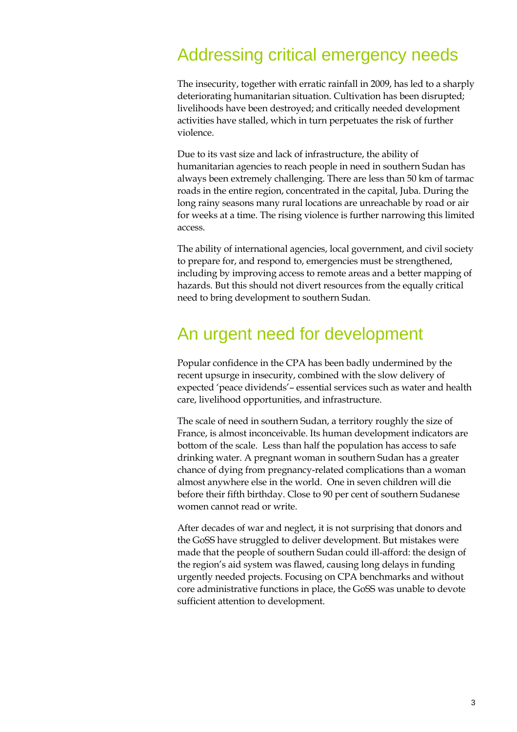## Addressing critical emergency needs

The insecurity, together with erratic rainfall in 2009, has led to a sharply deteriorating humanitarian situation. Cultivation has been disrupted; livelihoods have been destroyed; and critically needed development activities have stalled, which in turn perpetuates the risk of further violence.

Due to its vast size and lack of infrastructure, the ability of humanitarian agencies to reach people in need in southern Sudan has always been extremely challenging. There are less than 50 km of tarmac roads in the entire region, concentrated in the capital, Juba. During the long rainy seasons many rural locations are unreachable by road or air for weeks at a time. The rising violence is further narrowing this limited access.

The ability of international agencies, local government, and civil society to prepare for, and respond to, emergencies must be strengthened, including by improving access to remote areas and a better mapping of hazards. But this should not divert resources from the equally critical need to bring development to southern Sudan.

## An urgent need for development

Popular confidence in the CPA has been badly undermined by the recent upsurge in insecurity, combined with the slow delivery of expected 'peace dividends'– essential services such as water and health care, livelihood opportunities, and infrastructure.

The scale of need in southern Sudan, a territory roughly the size of France, is almost inconceivable. Its human development indicators are bottom of the scale. Less than half the population has access to safe drinking water. A pregnant woman in southern Sudan has a greater chance of dying from pregnancy-related complications than a woman almost anywhere else in the world. One in seven children will die before their fifth birthday. Close to 90 per cent of southern Sudanese women cannot read or write.

After decades of war and neglect, it is not surprising that donors and the GoSS have struggled to deliver development. But mistakes were made that the people of southern Sudan could ill-afford: the design of the region's aid system was flawed, causing long delays in funding urgently needed projects. Focusing on CPA benchmarks and without core administrative functions in place, the GoSS was unable to devote sufficient attention to development.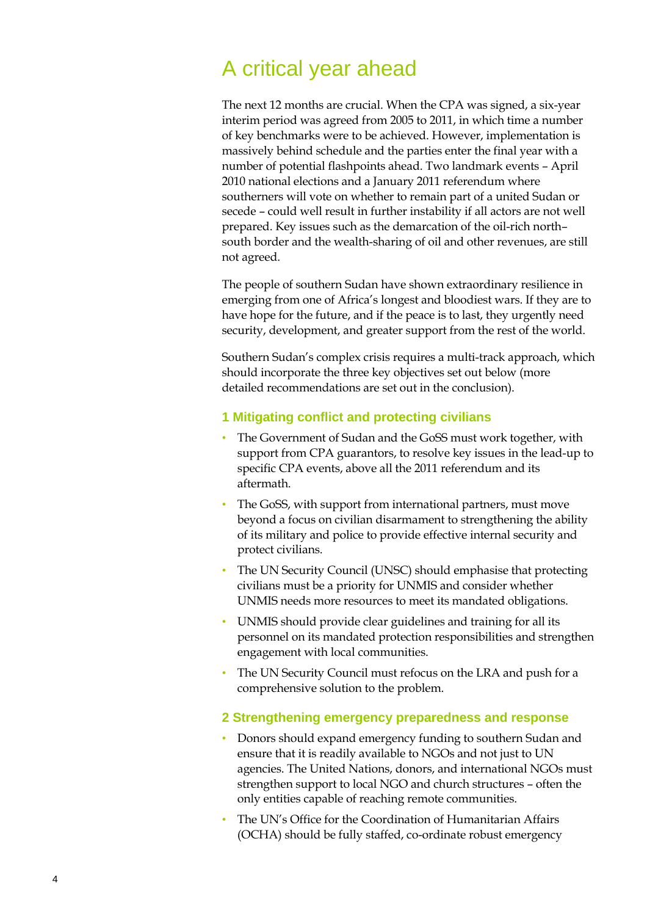# A critical year ahead

The next 12 months are crucial. When the CPA was signed, a six-year interim period was agreed from 2005 to 2011, in which time a number of key benchmarks were to be achieved. However, implementation is massively behind schedule and the parties enter the final year with a number of potential flashpoints ahead. Two landmark events – April 2010 national elections and a January 2011 referendum where southerners will vote on whether to remain part of a united Sudan or secede – could well result in further instability if all actors are not well prepared. Key issues such as the demarcation of the oil-rich north–south border and the wealth-sharing of oil and other revenues, are still not agreed.

The people of southern Sudan have shown extraordinary resilience in emerging from one of Africa's longest and bloodiest wars. If they are to have hope for the future, and if the peace is to last, they urgently need security, development, and greater support from the rest of the world.

Southern Sudan's complex crisis requires a multi-track approach, which should incorporate the three key objectives set out below (more detailed recommendations are set out in the conclusion).

### 1 Mitigating conflict and protecting civilians

- The Government of Sudan and the GoSS must work together, with support from CPA guarantors, to resolve key issues in the lead-up to specific CPA events, above all the 2011 referendum and its aftermath.
- The GoSS, with support from international partners, must move beyond a focus on civilian disarmament to strengthening the ability of its military and police to provide effective internal security and protect civilians.
- The UN Security Council (UNSC) should emphasise that protecting civilians must be a priority for UNMIS and consider whether UNMIS needs more resources to meet its mandated obligations.
- UNMIS should provide clear guidelines and training for all its personnel on its mandated protection responsibilities and strengthen engagement with local communities.
- The UN Security Council must refocus on the LRA and push for a comprehensive solution to the problem.

### 2 Strengthening emergency preparedness and response

- Donors should expand emergency funding to southern Sudan and ensure that it is readily available to NGOs and not just to UN agencies. The United Nations, donors, and international NGOs must strengthen support to local NGO and church structures – often the only entities capable of reaching remote communities.
- The UN's Office for the Coordination of Humanitarian Affairs (OCHA) should be fully staffed, co-ordinate robust emergency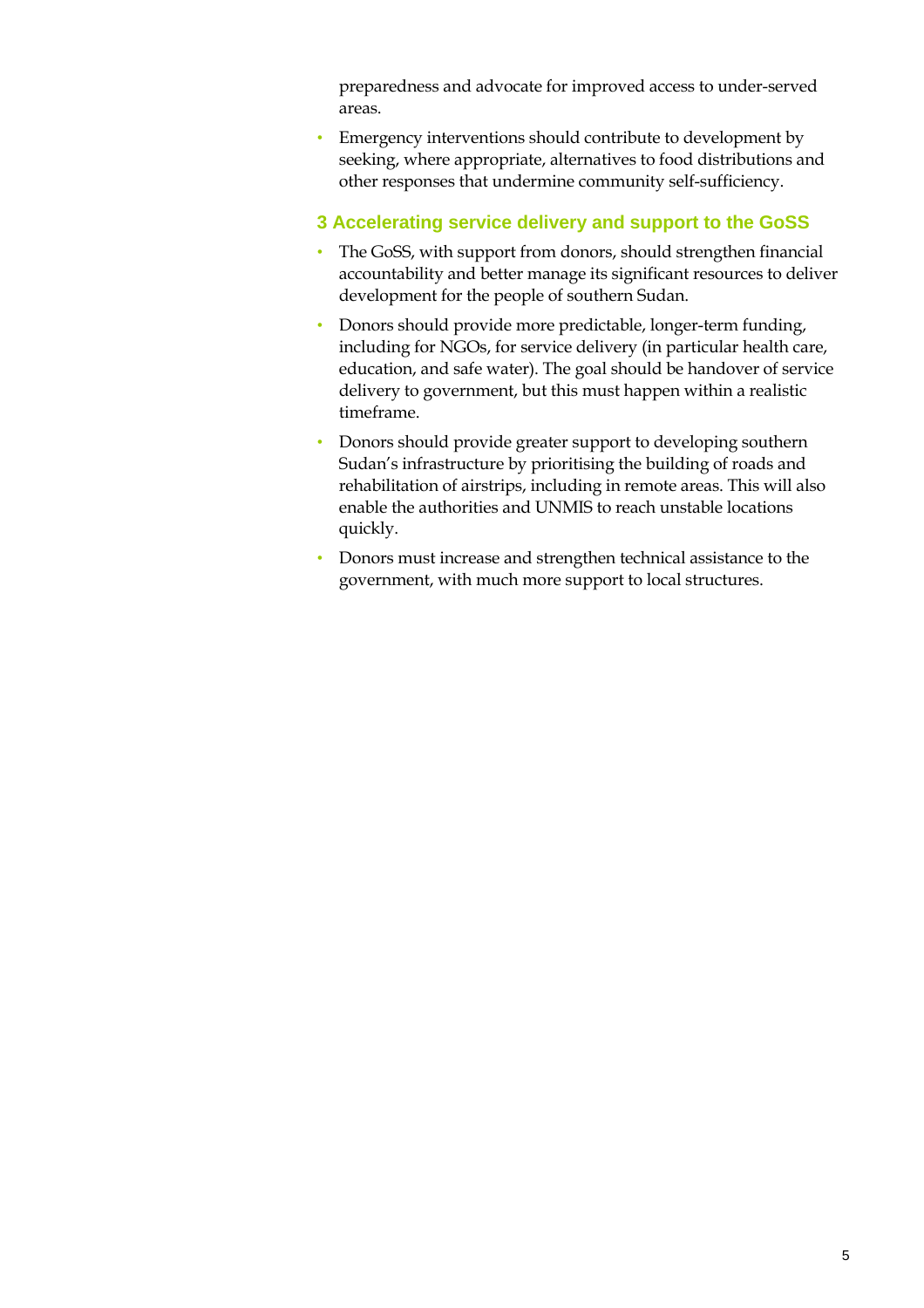preparedness and advocate for improved access to under-served areas.

- Emergency interventions should contribute to development by seeking, where appropriate, alternatives to food distributions and other responses that undermine community self-sufficiency.

## 3 Accelerating service delivery and support to the GoSS

- The GoSS, with support from donors, should strengthen financial accountability and better manage its significant resources to deliver development for the people of southern Sudan.
- Donors should provide more predictable, longer-term funding, including for NGOs, for service delivery (in particular health care, education, and safe water). The goal should be handover of service delivery to government, but this must happen within a realistic timeframe.
- Donors should provide greater support to developing southern Sudan's infrastructure by prioritising the building of roads and rehabilitation of airstrips, including in remote areas. This will also enable the authorities and UNMIS to reach unstable locations quickly.
- Donors must increase and strengthen technical assistance to the government, with much more support to local structures.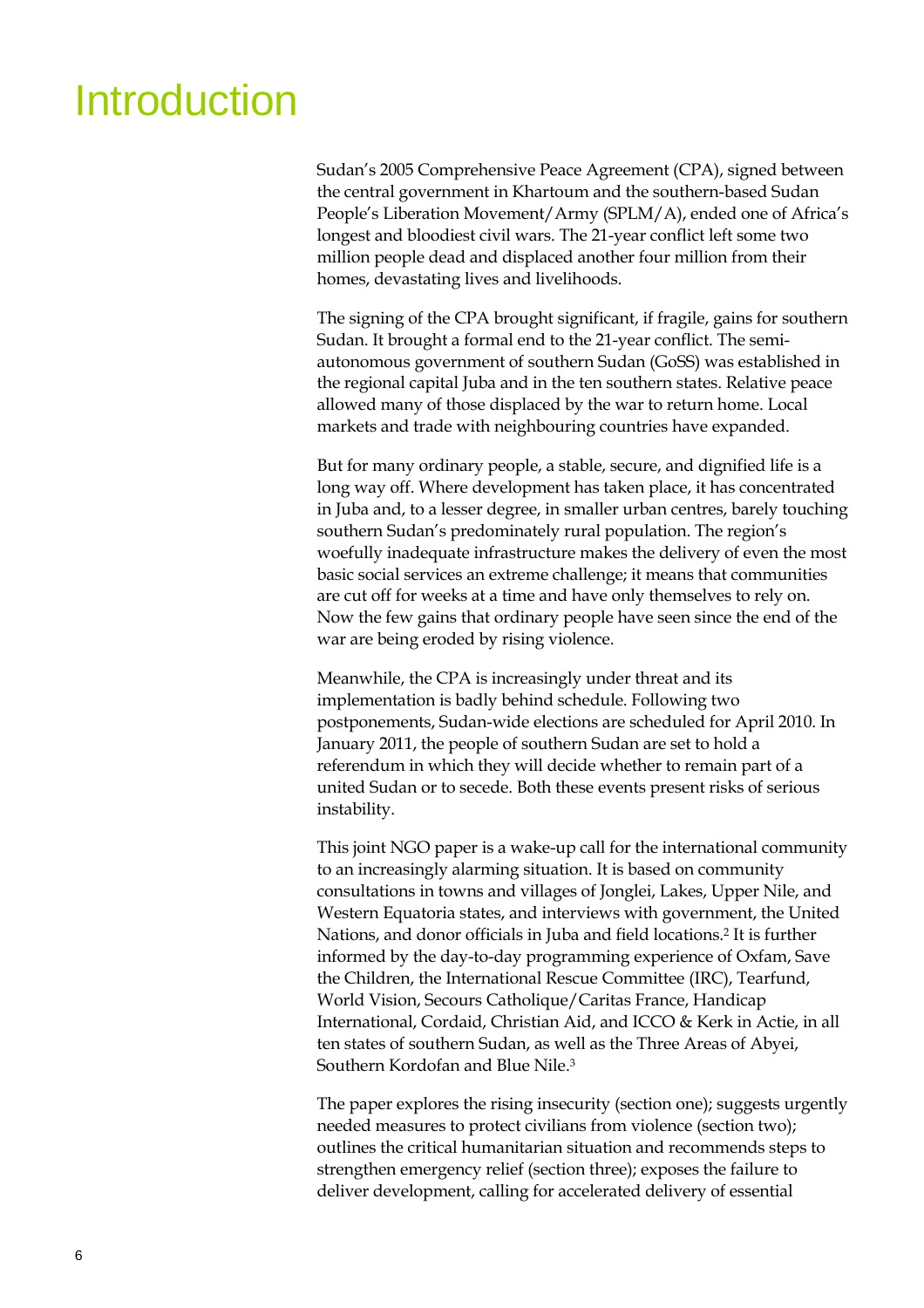# Introduction

Sudan's 2005 Comprehensive Peace Agreement (CPA), signed between the central government in Khartoum and the southern-based Sudan People's Liberation Movement/Army (SPLM/A), ended one of Africa's longest and bloodiest civil wars. The 21-year conflict left some two million people dead and displaced another four million from their homes, devastating lives and livelihoods.

The signing of the CPA brought significant, if fragile, gains for southern Sudan. It brought a formal end to the 21-year conflict. The semi-autonomous government of southern Sudan (GoSS) was established in the regional capital Juba and in the ten southern states. Relative peace allowed many of those displaced by the war to return home. Local markets and trade with neighbouring countries have expanded.

But for many ordinary people, a stable, secure, and dignified life is a long way off. Where development has taken place, it has concentrated in Juba and, to a lesser degree, in smaller urban centres, barely touching southern Sudan's predominately rural population. The region's woefully inadequate infrastructure makes the delivery of even the most basic social services an extreme challenge; it means that communities are cut off for weeks at a time and have only themselves to rely on. Now the few gains that ordinary people have seen since the end of the war are being eroded by rising violence.

Meanwhile, the CPA is increasingly under threat and its implementation is badly behind schedule. Following two postponements, Sudan-wide elections are scheduled for April 2010. In January 2011, the people of southern Sudan are set to hold a referendum in which they will decide whether to remain part of a united Sudan or to secede. Both these events present risks of serious instability.

This joint NGO paper is a wake-up call for the international community to an increasingly alarming situation. It is based on community consultations in towns and villages of Jonglei, Lakes, Upper Nile, and Western Equatoria states, and interviews with government, the United Nations, and donor officials in Juba and field locations.[2] It is further informed by the day-to-day programming experience of Oxfam, Save the Children, the International Rescue Committee (IRC), Tearfund, World Vision, Secours Catholique/Caritas France, Handicap International, Cordaid, Christian Aid, and ICCO & Kerk in Actie, in all ten states of southern Sudan, as well as the Three Areas of Abyei, Southern Kordofan and Blue Nile.[3]

The paper explores the rising insecurity (section one); suggests urgently needed measures to protect civilians from violence (section two); outlines the critical humanitarian situation and recommends steps to strengthen emergency relief (section three); exposes the failure to deliver development, calling for accelerated delivery of essential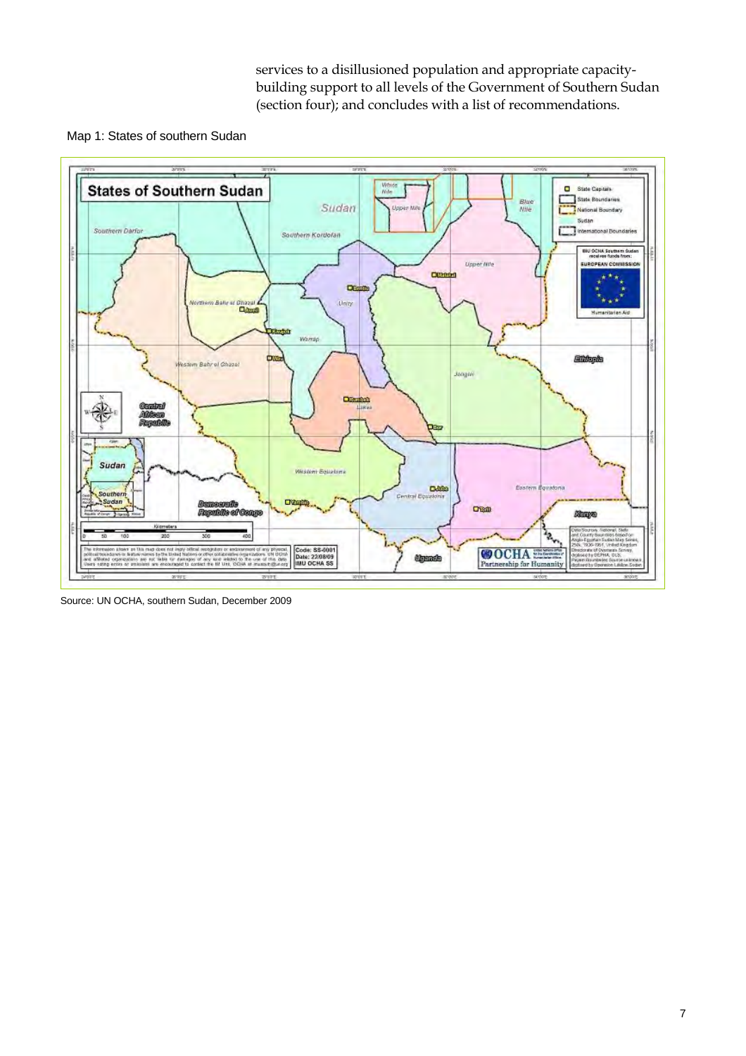services to a disillusioned population and appropriate capacity-building support to all levels of the Government of Southern Sudan (section four); and concludes with a list of recommendations.

Map 1: States of southern Sudan

Source: UN OCHA, southern Sudan, December 2009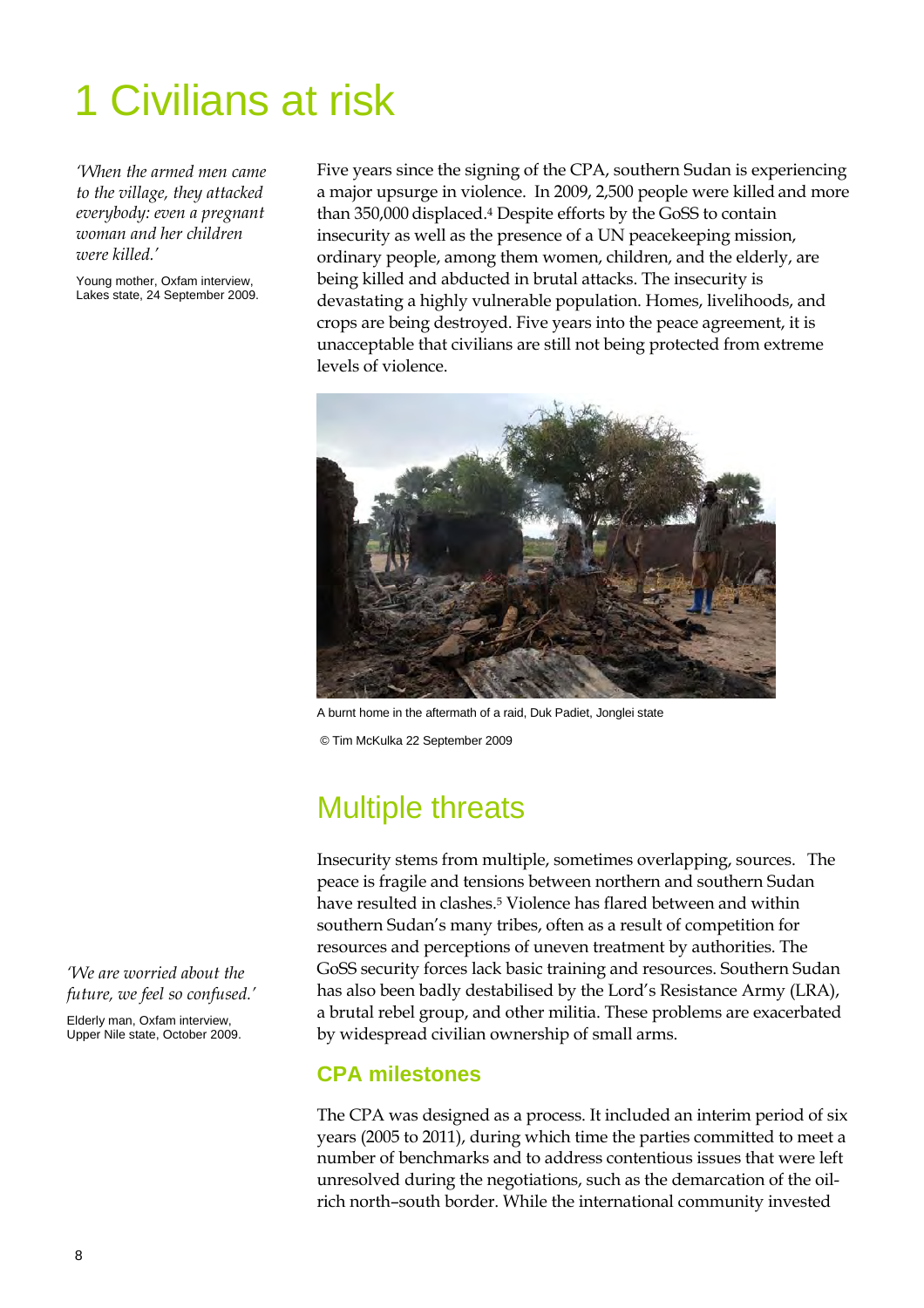# 1 Civilians at risk

*'When the armed men came to the village, they attacked everybody: even a pregnant woman and her children were killed.'*

Young mother, Oxfam interview, Lakes state, 24 September 2009.

Five years since the signing of the CPA, southern Sudan is experiencing a major upsurge in violence. In 2009, 2,500 people were killed and more than 350,000 displaced.[4] Despite efforts by the GoSS to contain insecurity as well as the presence of a UN peacekeeping mission, ordinary people, among them women, children, and the elderly, are being killed and abducted in brutal attacks. The insecurity is devastating a highly vulnerable population. Homes, livelihoods, and crops are being destroyed. Five years into the peace agreement, it is unacceptable that civilians are still not being protected from extreme levels of violence.

A burnt home in the aftermath of a raid, Duk Padiet, Jonglei state

© Tim McKulka 22 September 2009

## Multiple threats

*'We are worried about the future, we feel so confused.'*

Elderly man, Oxfam interview, Upper Nile state, October 2009.

Insecurity stems from multiple, sometimes overlapping, sources. The peace is fragile and tensions between northern and southern Sudan have resulted in clashes.[5] Violence has flared between and within southern Sudan's many tribes, often as a result of competition for resources and perceptions of uneven treatment by authorities. The GoSS security forces lack basic training and resources. Southern Sudan has also been badly destabilised by the Lord's Resistance Army (LRA), a brutal rebel group, and other militia. These problems are exacerbated by widespread civilian ownership of small arms.

### CPA milestones

The CPA was designed as a process. It included an interim period of six years (2005 to 2011), during which time the parties committed to meet a number of benchmarks and to address contentious issues that were left unresolved during the negotiations, such as the demarcation of the oil-rich north–south border. While the international community invested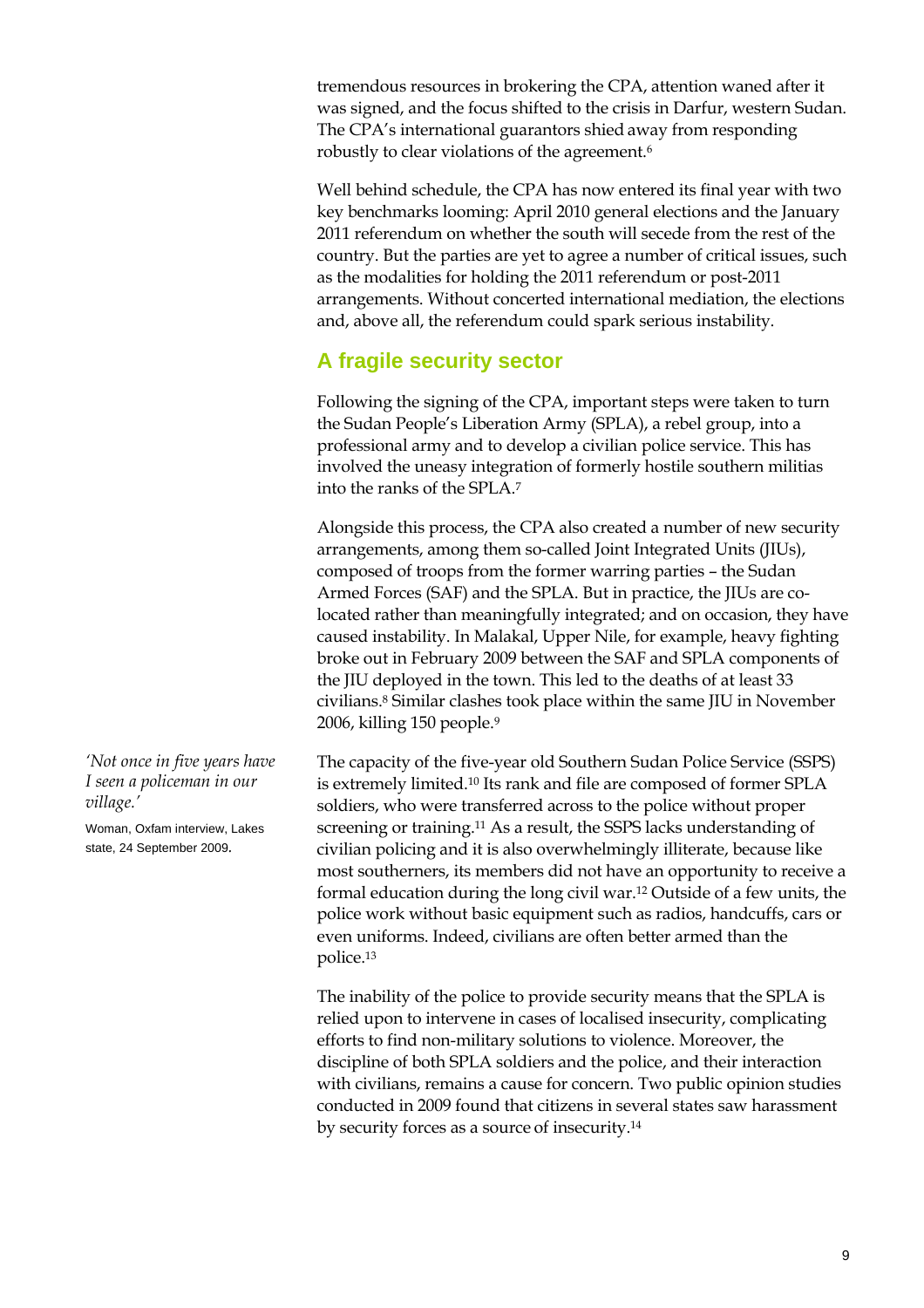tremendous resources in brokering the CPA, attention waned after it was signed, and the focus shifted to the crisis in Darfur, western Sudan. The CPA's international guarantors shied away from responding robustly to clear violations of the agreement.[6]

Well behind schedule, the CPA has now entered its final year with two key benchmarks looming: April 2010 general elections and the January 2011 referendum on whether the south will secede from the rest of the country. But the parties are yet to agree a number of critical issues, such as the modalities for holding the 2011 referendum or post-2011 arrangements. Without concerted international mediation, the elections and, above all, the referendum could spark serious instability.

## A fragile security sector

Following the signing of the CPA, important steps were taken to turn the Sudan People's Liberation Army (SPLA), a rebel group, into a professional army and to develop a civilian police service. This has involved the uneasy integration of formerly hostile southern militias into the ranks of the SPLA.[7]

Alongside this process, the CPA also created a number of new security arrangements, among them so-called Joint Integrated Units (JIUs), composed of troops from the former warring parties – the Sudan Armed Forces (SAF) and the SPLA. But in practice, the JIUs are co-located rather than meaningfully integrated; and on occasion, they have caused instability. In Malakal, Upper Nile, for example, heavy fighting broke out in February 2009 between the SAF and SPLA components of the JIU deployed in the town. This led to the deaths of at least 33 civilians.[8] Similar clashes took place within the same JIU in November 2006, killing 150 people.[9]

*'Not once in five years have I seen a policeman in our village.'*

Woman, Oxfam interview, Lakes state, 24 September 2009.

The capacity of the five-year old Southern Sudan Police Service (SSPS) is extremely limited.[10] Its rank and file are composed of former SPLA soldiers, who were transferred across to the police without proper screening or training.[11] As a result, the SSPS lacks understanding of civilian policing and it is also overwhelmingly illiterate, because like most southerners, its members did not have an opportunity to receive a formal education during the long civil war.[12] Outside of a few units, the police work without basic equipment such as radios, handcuffs, cars or even uniforms. Indeed, civilians are often better armed than the police.[13]

The inability of the police to provide security means that the SPLA is relied upon to intervene in cases of localised insecurity, complicating efforts to find non-military solutions to violence. Moreover, the discipline of both SPLA soldiers and the police, and their interaction with civilians, remains a cause for concern. Two public opinion studies conducted in 2009 found that citizens in several states saw harassment by security forces as a source of insecurity.[14]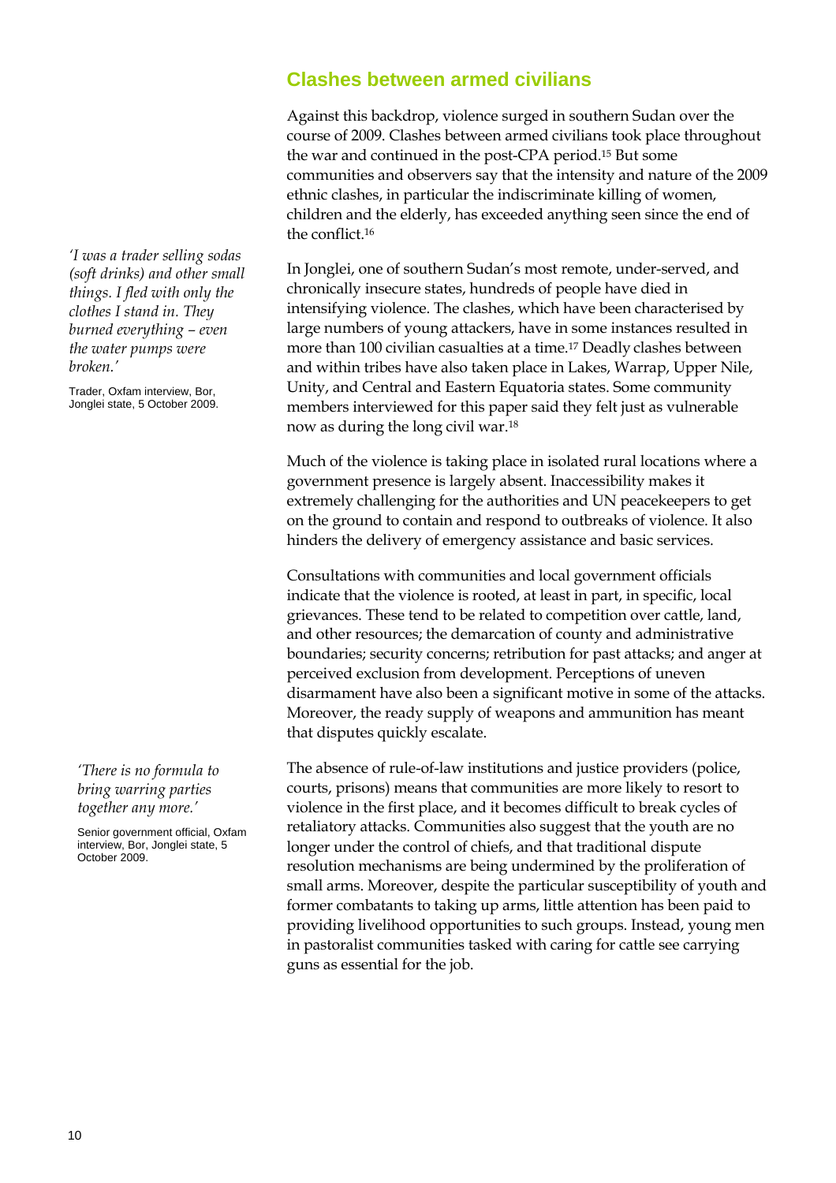## Clashes between armed civilians

Against this backdrop, violence surged in southern Sudan over the course of 2009. Clashes between armed civilians took place throughout the war and continued in the post-CPA period.[15] But some communities and observers say that the intensity and nature of the 2009 ethnic clashes, in particular the indiscriminate killing of women, children and the elderly, has exceeded anything seen since the end of the conflict.[16]

*'I was a trader selling sodas (soft drinks) and other small things. I fled with only the clothes I stand in. They burned everything – even the water pumps were broken.'*

Trader, Oxfam interview, Bor, Jonglei state, 5 October 2009.

In Jonglei, one of southern Sudan's most remote, under-served, and chronically insecure states, hundreds of people have died in intensifying violence. The clashes, which have been characterised by large numbers of young attackers, have in some instances resulted in more than 100 civilian casualties at a time.[17] Deadly clashes between and within tribes have also taken place in Lakes, Warrap, Upper Nile, Unity, and Central and Eastern Equatoria states. Some community members interviewed for this paper said they felt just as vulnerable now as during the long civil war.[18]

Much of the violence is taking place in isolated rural locations where a government presence is largely absent. Inaccessibility makes it extremely challenging for the authorities and UN peacekeepers to get on the ground to contain and respond to outbreaks of violence. It also hinders the delivery of emergency assistance and basic services.

Consultations with communities and local government officials indicate that the violence is rooted, at least in part, in specific, local grievances. These tend to be related to competition over cattle, land, and other resources; the demarcation of county and administrative boundaries; security concerns; retribution for past attacks; and anger at perceived exclusion from development. Perceptions of uneven disarmament have also been a significant motive in some of the attacks. Moreover, the ready supply of weapons and ammunition has meant that disputes quickly escalate.

*'There is no formula to bring warring parties together any more.'*

Senior government official, Oxfam interview, Bor, Jonglei state, 5 October 2009.

The absence of rule-of-law institutions and justice providers (police, courts, prisons) means that communities are more likely to resort to violence in the first place, and it becomes difficult to break cycles of retaliatory attacks. Communities also suggest that the youth are no longer under the control of chiefs, and that traditional dispute resolution mechanisms are being undermined by the proliferation of small arms. Moreover, despite the particular susceptibility of youth and former combatants to taking up arms, little attention has been paid to providing livelihood opportunities to such groups. Instead, young men in pastoralist communities tasked with caring for cattle see carrying guns as essential for the job.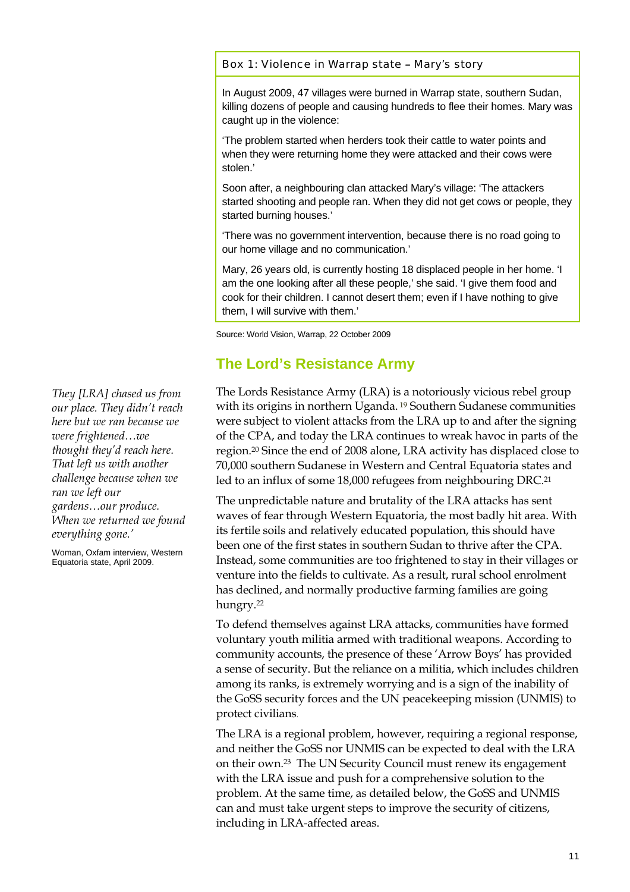**Box 1: Violence in Warrap state – Mary's story**

In August 2009, 47 villages were burned in Warrap state, southern Sudan, killing dozens of people and causing hundreds to flee their homes. Mary was caught up in the violence:

'The problem started when herders took their cattle to water points and when they were returning home they were attacked and their cows were stolen.'

Soon after, a neighbouring clan attacked Mary's village: 'The attackers started shooting and people ran. When they did not get cows or people, they started burning houses.'

'There was no government intervention, because there is no road going to our home village and no communication.'

Mary, 26 years old, is currently hosting 18 displaced people in her home. 'I am the one looking after all these people,' she said. 'I give them food and cook for their children. I cannot desert them; even if I have nothing to give them, I will survive with them.'

Source: World Vision, Warrap, 22 October 2009

## The Lord's Resistance Army

*They [LRA] chased us from our place. They didn't reach here but we ran because we were frightened…we thought they'd reach here. That left us with another challenge because when we ran we left our gardens…our produce. When we returned we found everything gone.'*

Woman, Oxfam interview, Western Equatoria state, April 2009.

The Lords Resistance Army (LRA) is a notoriously vicious rebel group with its origins in northern Uganda.[19] Southern Sudanese communities were subject to violent attacks from the LRA up to and after the signing of the CPA, and today the LRA continues to wreak havoc in parts of the region.[20] Since the end of 2008 alone, LRA activity has displaced close to 70,000 southern Sudanese in Western and Central Equatoria states and led to an influx of some 18,000 refugees from neighbouring DRC.[21]

The unpredictable nature and brutality of the LRA attacks has sent waves of fear through Western Equatoria, the most badly hit area. With its fertile soils and relatively educated population, this should have been one of the first states in southern Sudan to thrive after the CPA. Instead, some communities are too frightened to stay in their villages or venture into the fields to cultivate. As a result, rural school enrolment has declined, and normally productive farming families are going hungry.[22]

To defend themselves against LRA attacks, communities have formed voluntary youth militia armed with traditional weapons. According to community accounts, the presence of these 'Arrow Boys' has provided a sense of security. But the reliance on a militia, which includes children among its ranks, is extremely worrying and is a sign of the inability of the GoSS security forces and the UN peacekeeping mission (UNMIS) to protect civilians.

The LRA is a regional problem, however, requiring a regional response, and neither the GoSS nor UNMIS can be expected to deal with the LRA on their own.[23] The UN Security Council must renew its engagement with the LRA issue and push for a comprehensive solution to the problem. At the same time, as detailed below, the GoSS and UNMIS can and must take urgent steps to improve the security of citizens, including in LRA-affected areas.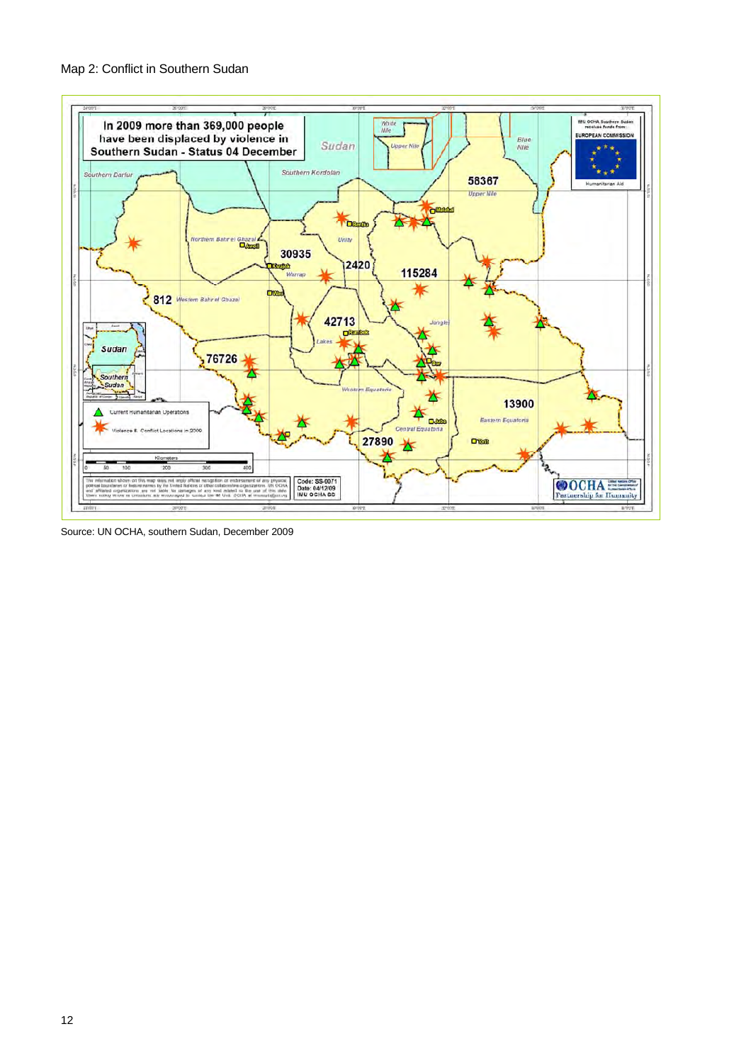Map 2: Conflict in Southern Sudan

Source: UN OCHA, southern Sudan, December 2009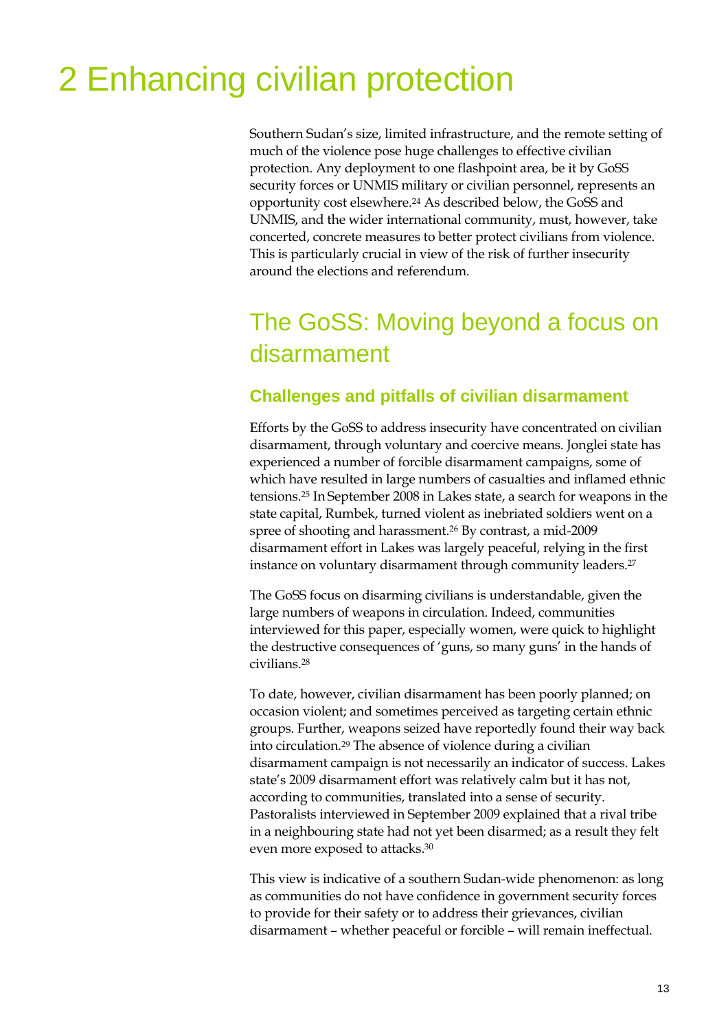# 2 Enhancing civilian protection

Southern Sudan's size, limited infrastructure, and the remote setting of much of the violence pose huge challenges to effective civilian protection. Any deployment to one flashpoint area, be it by GoSS security forces or UNMIS military or civilian personnel, represents an opportunity cost elsewhere.[24] As described below, the GoSS and UNMIS, and the wider international community, must, however, take concerted, concrete measures to better protect civilians from violence. This is particularly crucial in view of the risk of further insecurity around the elections and referendum.

## The GoSS: Moving beyond a focus on disarmament

### Challenges and pitfalls of civilian disarmament

Efforts by the GoSS to address insecurity have concentrated on civilian disarmament, through voluntary and coercive means. Jonglei state has experienced a number of forcible disarmament campaigns, some of which have resulted in large numbers of casualties and inflamed ethnic tensions.[25] In September 2008 in Lakes state, a search for weapons in the state capital, Rumbek, turned violent as inebriated soldiers went on a spree of shooting and harassment.[26] By contrast, a mid-2009 disarmament effort in Lakes was largely peaceful, relying in the first instance on voluntary disarmament through community leaders.[27]

The GoSS focus on disarming civilians is understandable, given the large numbers of weapons in circulation. Indeed, communities interviewed for this paper, especially women, were quick to highlight the destructive consequences of 'guns, so many guns' in the hands of civilians.[28]

To date, however, civilian disarmament has been poorly planned; on occasion violent; and sometimes perceived as targeting certain ethnic groups. Further, weapons seized have reportedly found their way back into circulation.[29] The absence of violence during a civilian disarmament campaign is not necessarily an indicator of success. Lakes state's 2009 disarmament effort was relatively calm but it has not, according to communities, translated into a sense of security. Pastoralists interviewed in September 2009 explained that a rival tribe in a neighbouring state had not yet been disarmed; as a result they felt even more exposed to attacks.[30]

This view is indicative of a southern Sudan-wide phenomenon: as long as communities do not have confidence in government security forces to provide for their safety or to address their grievances, civilian disarmament – whether peaceful or forcible – will remain ineffectual.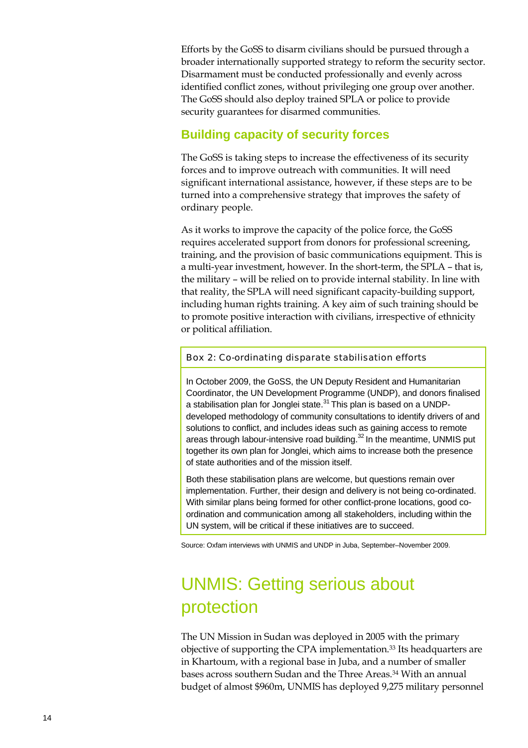Efforts by the GoSS to disarm civilians should be pursued through a broader internationally supported strategy to reform the security sector. Disarmament must be conducted professionally and evenly across identified conflict zones, without privileging one group over another. The GoSS should also deploy trained SPLA or police to provide security guarantees for disarmed communities.

### Building capacity of security forces

The GoSS is taking steps to increase the effectiveness of its security forces and to improve outreach with communities. It will need significant international assistance, however, if these steps are to be turned into a comprehensive strategy that improves the safety of ordinary people.

As it works to improve the capacity of the police force, the GoSS requires accelerated support from donors for professional screening, training, and the provision of basic communications equipment. This is a multi-year investment, however. In the short-term, the SPLA – that is, the military – will be relied on to provide internal stability. In line with that reality, the SPLA will need significant capacity-building support, including human rights training. A key aim of such training should be to promote positive interaction with civilians, irrespective of ethnicity or political affiliation.

> **Box 2: Co-ordinating disparate stabilisation efforts**
>
> In October 2009, the GoSS, the UN Deputy Resident and Humanitarian Coordinator, the UN Development Programme (UNDP), and donors finalised a stabilisation plan for Jonglei state.[31] This plan is based on a UNDP-developed methodology of community consultations to identify drivers of and solutions to conflict, and includes ideas such as gaining access to remote areas through labour-intensive road building.[32] In the meantime, UNMIS put together its own plan for Jonglei, which aims to increase both the presence of state authorities and of the mission itself.
>
> Both these stabilisation plans are welcome, but questions remain over implementation. Further, their design and delivery is not being co-ordinated. With similar plans being formed for other conflict-prone locations, good co-ordination and communication among all stakeholders, including within the UN system, will be critical if these initiatives are to succeed.

Source: Oxfam interviews with UNMIS and UNDP in Juba, September–November 2009.

## UNMIS: Getting serious about protection

The UN Mission in Sudan was deployed in 2005 with the primary objective of supporting the CPA implementation.[33] Its headquarters are in Khartoum, with a regional base in Juba, and a number of smaller bases across southern Sudan and the Three Areas.[34] With an annual budget of almost $960m, UNMIS has deployed 9,275 military personnel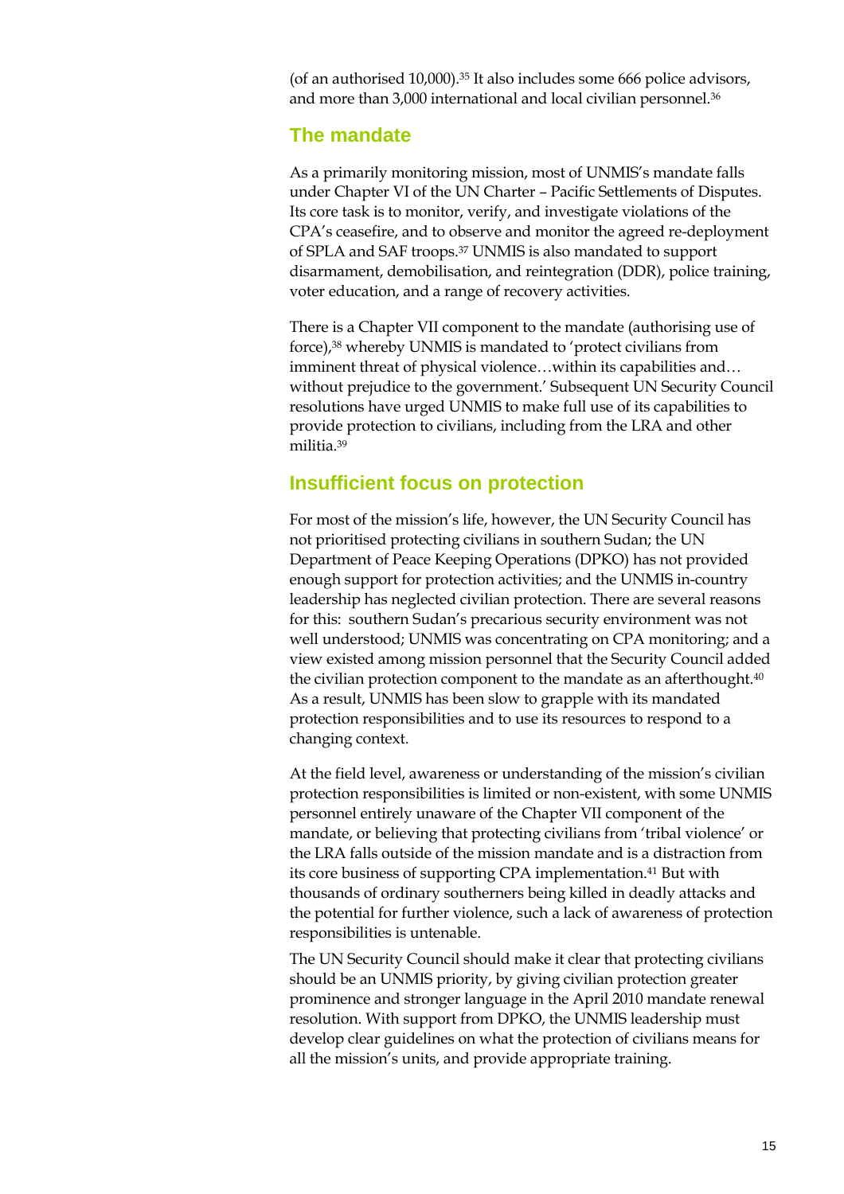(of an authorised 10,000).[35] It also includes some 666 police advisors, and more than 3,000 international and local civilian personnel.[36]

## The mandate

As a primarily monitoring mission, most of UNMIS's mandate falls under Chapter VI of the UN Charter – Pacific Settlements of Disputes. Its core task is to monitor, verify, and investigate violations of the CPA's ceasefire, and to observe and monitor the agreed re-deployment of SPLA and SAF troops.[37] UNMIS is also mandated to support disarmament, demobilisation, and reintegration (DDR), police training, voter education, and a range of recovery activities.

There is a Chapter VII component to the mandate (authorising use of force),[38] whereby UNMIS is mandated to 'protect civilians from imminent threat of physical violence…within its capabilities and… without prejudice to the government.' Subsequent UN Security Council resolutions have urged UNMIS to make full use of its capabilities to provide protection to civilians, including from the LRA and other militia.[39]

## Insufficient focus on protection

For most of the mission's life, however, the UN Security Council has not prioritised protecting civilians in southern Sudan; the UN Department of Peace Keeping Operations (DPKO) has not provided enough support for protection activities; and the UNMIS in-country leadership has neglected civilian protection. There are several reasons for this: southern Sudan's precarious security environment was not well understood; UNMIS was concentrating on CPA monitoring; and a view existed among mission personnel that the Security Council added the civilian protection component to the mandate as an afterthought.[40] As a result, UNMIS has been slow to grapple with its mandated protection responsibilities and to use its resources to respond to a changing context.

At the field level, awareness or understanding of the mission's civilian protection responsibilities is limited or non-existent, with some UNMIS personnel entirely unaware of the Chapter VII component of the mandate, or believing that protecting civilians from 'tribal violence' or the LRA falls outside of the mission mandate and is a distraction from its core business of supporting CPA implementation.[41] But with thousands of ordinary southerners being killed in deadly attacks and the potential for further violence, such a lack of awareness of protection responsibilities is untenable.

The UN Security Council should make it clear that protecting civilians should be an UNMIS priority, by giving civilian protection greater prominence and stronger language in the April 2010 mandate renewal resolution. With support from DPKO, the UNMIS leadership must develop clear guidelines on what the protection of civilians means for all the mission's units, and provide appropriate training.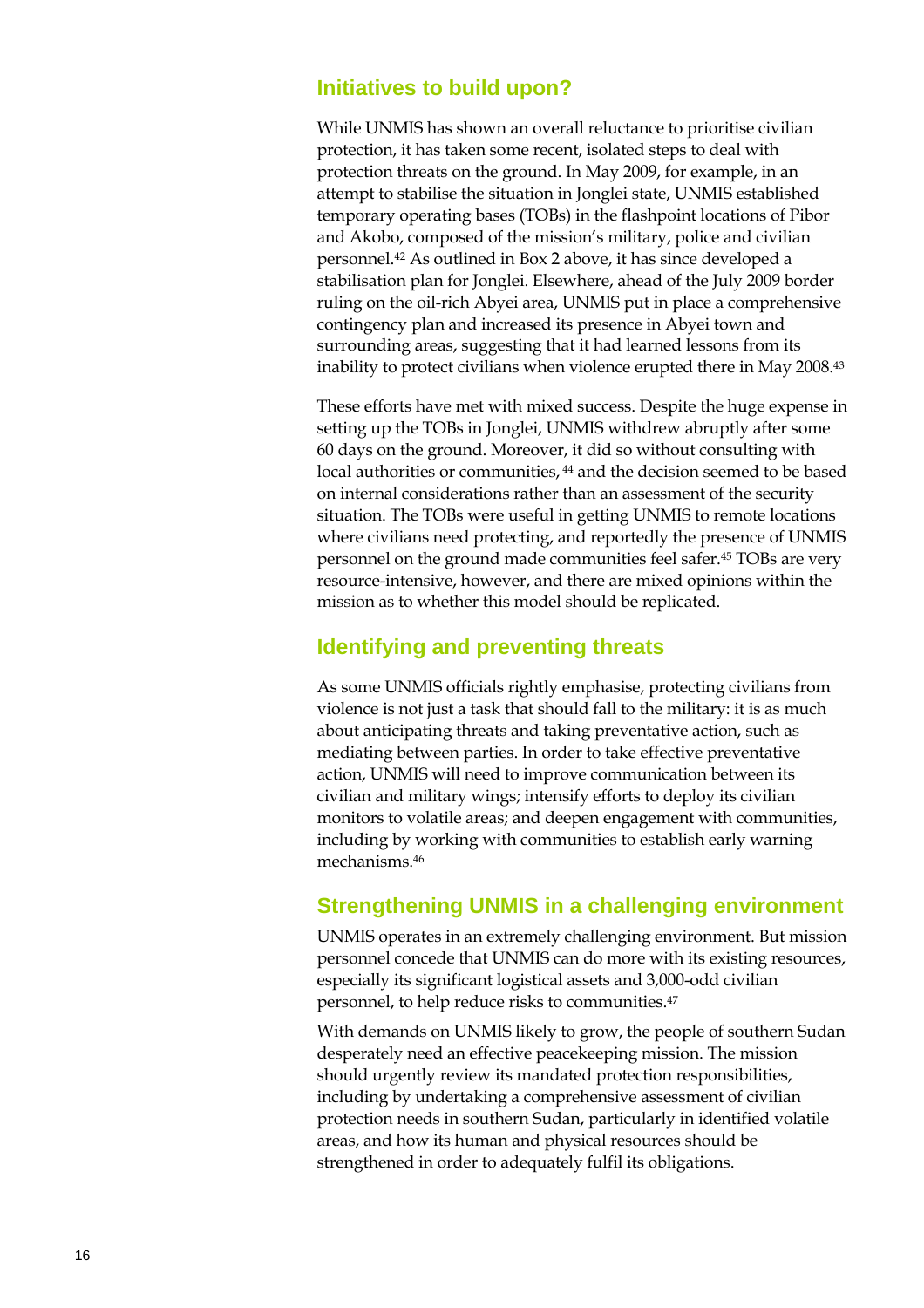## Initiatives to build upon?

While UNMIS has shown an overall reluctance to prioritise civilian protection, it has taken some recent, isolated steps to deal with protection threats on the ground. In May 2009, for example, in an attempt to stabilise the situation in Jonglei state, UNMIS established temporary operating bases (TOBs) in the flashpoint locations of Pibor and Akobo, composed of the mission's military, police and civilian personnel.[42] As outlined in Box 2 above, it has since developed a stabilisation plan for Jonglei. Elsewhere, ahead of the July 2009 border ruling on the oil-rich Abyei area, UNMIS put in place a comprehensive contingency plan and increased its presence in Abyei town and surrounding areas, suggesting that it had learned lessons from its inability to protect civilians when violence erupted there in May 2008.[43]

These efforts have met with mixed success. Despite the huge expense in setting up the TOBs in Jonglei, UNMIS withdrew abruptly after some 60 days on the ground. Moreover, it did so without consulting with local authorities or communities,[44] and the decision seemed to be based on internal considerations rather than an assessment of the security situation. The TOBs were useful in getting UNMIS to remote locations where civilians need protecting, and reportedly the presence of UNMIS personnel on the ground made communities feel safer.[45] TOBs are very resource-intensive, however, and there are mixed opinions within the mission as to whether this model should be replicated.

## Identifying and preventing threats

As some UNMIS officials rightly emphasise, protecting civilians from violence is not just a task that should fall to the military: it is as much about anticipating threats and taking preventative action, such as mediating between parties. In order to take effective preventative action, UNMIS will need to improve communication between its civilian and military wings; intensify efforts to deploy its civilian monitors to volatile areas; and deepen engagement with communities, including by working with communities to establish early warning mechanisms.[46]

## Strengthening UNMIS in a challenging environment

UNMIS operates in an extremely challenging environment. But mission personnel concede that UNMIS can do more with its existing resources, especially its significant logistical assets and 3,000-odd civilian personnel, to help reduce risks to communities.[47]

With demands on UNMIS likely to grow, the people of southern Sudan desperately need an effective peacekeeping mission. The mission should urgently review its mandated protection responsibilities, including by undertaking a comprehensive assessment of civilian protection needs in southern Sudan, particularly in identified volatile areas, and how its human and physical resources should be strengthened in order to adequately fulfil its obligations.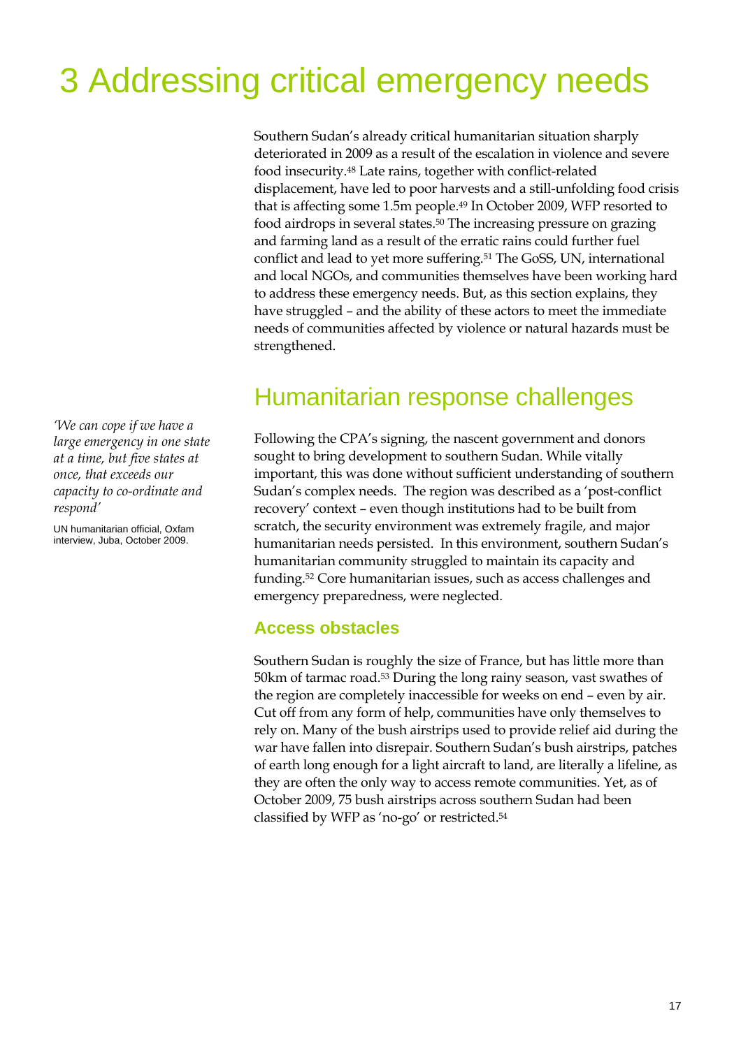# 3 Addressing critical emergency needs

Southern Sudan's already critical humanitarian situation sharply deteriorated in 2009 as a result of the escalation in violence and severe food insecurity.[48] Late rains, together with conflict-related displacement, have led to poor harvests and a still-unfolding food crisis that is affecting some 1.5m people.[49] In October 2009, WFP resorted to food airdrops in several states.[50] The increasing pressure on grazing and farming land as a result of the erratic rains could further fuel conflict and lead to yet more suffering.[51] The GoSS, UN, international and local NGOs, and communities themselves have been working hard to address these emergency needs. But, as this section explains, they have struggled – and the ability of these actors to meet the immediate needs of communities affected by violence or natural hazards must be strengthened.

## Humanitarian response challenges

*'We can cope if we have a large emergency in one state at a time, but five states at once, that exceeds our capacity to co-ordinate and respond'*

UN humanitarian official, Oxfam interview, Juba, October 2009.

Following the CPA's signing, the nascent government and donors sought to bring development to southern Sudan. While vitally important, this was done without sufficient understanding of southern Sudan's complex needs. The region was described as a 'post-conflict recovery' context – even though institutions had to be built from scratch, the security environment was extremely fragile, and major humanitarian needs persisted. In this environment, southern Sudan's humanitarian community struggled to maintain its capacity and funding.[52] Core humanitarian issues, such as access challenges and emergency preparedness, were neglected.

### Access obstacles

Southern Sudan is roughly the size of France, but has little more than 50km of tarmac road.[53] During the long rainy season, vast swathes of the region are completely inaccessible for weeks on end – even by air. Cut off from any form of help, communities have only themselves to rely on. Many of the bush airstrips used to provide relief aid during the war have fallen into disrepair. Southern Sudan's bush airstrips, patches of earth long enough for a light aircraft to land, are literally a lifeline, as they are often the only way to access remote communities. Yet, as of October 2009, 75 bush airstrips across southern Sudan had been classified by WFP as 'no-go' or restricted.[54]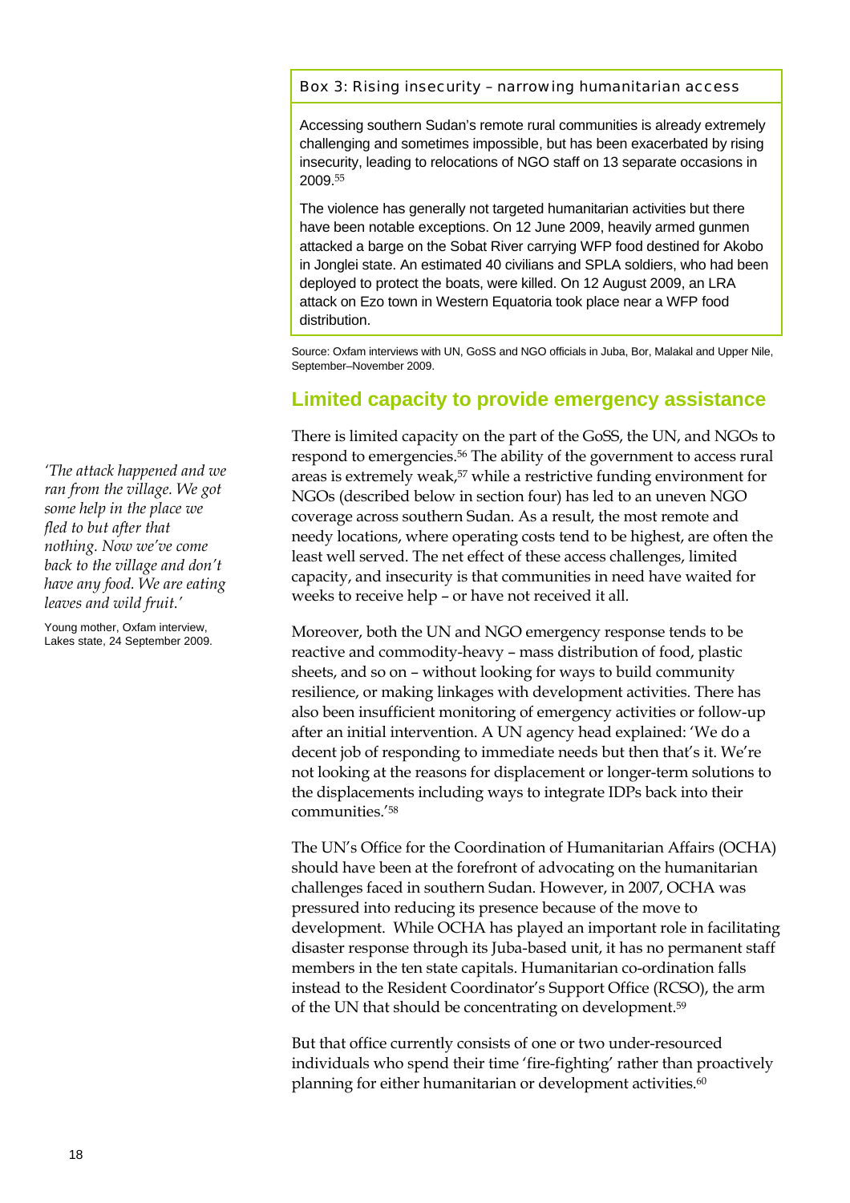**Box 3: Rising insecurity – narrowing humanitarian access**

Accessing southern Sudan's remote rural communities is already extremely challenging and sometimes impossible, but has been exacerbated by rising insecurity, leading to relocations of NGO staff on 13 separate occasions in 2009.[55]

The violence has generally not targeted humanitarian activities but there have been notable exceptions. On 12 June 2009, heavily armed gunmen attacked a barge on the Sobat River carrying WFP food destined for Akobo in Jonglei state. An estimated 40 civilians and SPLA soldiers, who had been deployed to protect the boats, were killed. On 12 August 2009, an LRA attack on Ezo town in Western Equatoria took place near a WFP food distribution.

Source: Oxfam interviews with UN, GoSS and NGO officials in Juba, Bor, Malakal and Upper Nile, September–November 2009.

## Limited capacity to provide emergency assistance

There is limited capacity on the part of the GoSS, the UN, and NGOs to respond to emergencies.[56] The ability of the government to access rural areas is extremely weak,[57] while a restrictive funding environment for NGOs (described below in section four) has led to an uneven NGO coverage across southern Sudan. As a result, the most remote and needy locations, where operating costs tend to be highest, are often the least well served. The net effect of these access challenges, limited capacity, and insecurity is that communities in need have waited for weeks to receive help – or have not received it all.

*'The attack happened and we ran from the village. We got some help in the place we fled to but after that nothing. Now we've come back to the village and don't have any food. We are eating leaves and wild fruit.'*

Young mother, Oxfam interview, Lakes state, 24 September 2009.

Moreover, both the UN and NGO emergency response tends to be reactive and commodity-heavy – mass distribution of food, plastic sheets, and so on – without looking for ways to build community resilience, or making linkages with development activities. There has also been insufficient monitoring of emergency activities or follow-up after an initial intervention. A UN agency head explained: 'We do a decent job of responding to immediate needs but then that's it. We're not looking at the reasons for displacement or longer-term solutions to the displacements including ways to integrate IDPs back into their communities.'[58]

The UN's Office for the Coordination of Humanitarian Affairs (OCHA) should have been at the forefront of advocating on the humanitarian challenges faced in southern Sudan. However, in 2007, OCHA was pressured into reducing its presence because of the move to development. While OCHA has played an important role in facilitating disaster response through its Juba-based unit, it has no permanent staff members in the ten state capitals. Humanitarian co-ordination falls instead to the Resident Coordinator's Support Office (RCSO), the arm of the UN that should be concentrating on development.[59]

But that office currently consists of one or two under-resourced individuals who spend their time 'fire-fighting' rather than proactively planning for either humanitarian or development activities.[60]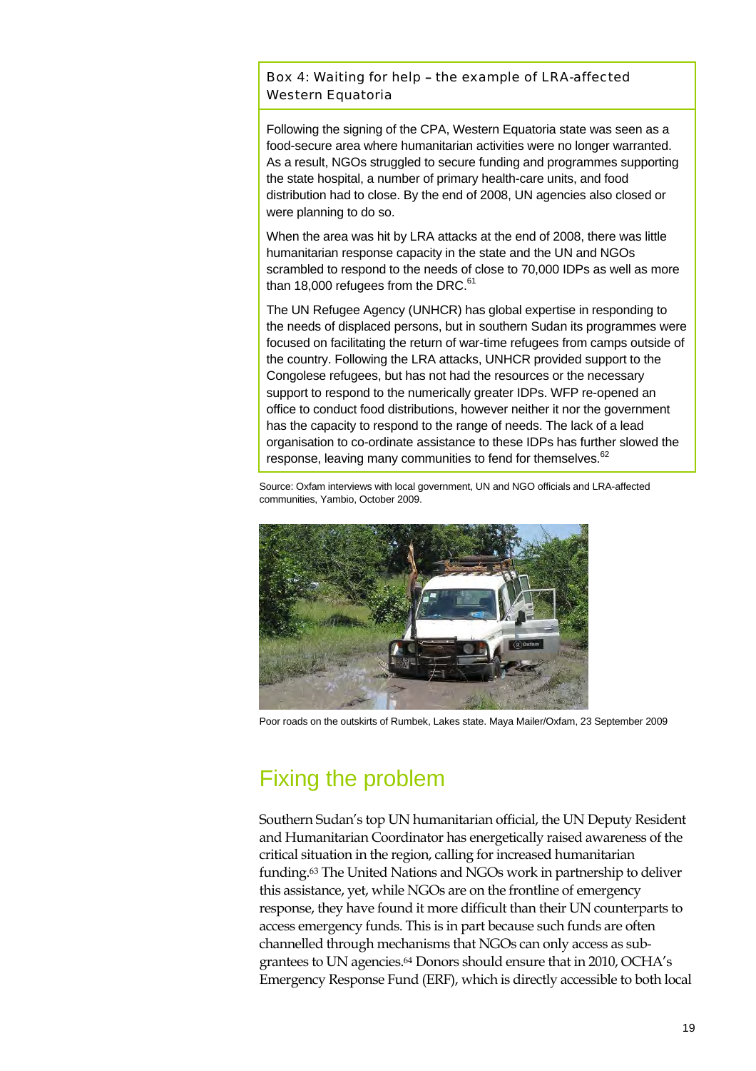**Box 4: Waiting for help – the example of LRA-affected Western Equatoria**

Following the signing of the CPA, Western Equatoria state was seen as a food-secure area where humanitarian activities were no longer warranted. As a result, NGOs struggled to secure funding and programmes supporting the state hospital, a number of primary health-care units, and food distribution had to close. By the end of 2008, UN agencies also closed or were planning to do so.

When the area was hit by LRA attacks at the end of 2008, there was little humanitarian response capacity in the state and the UN and NGOs scrambled to respond to the needs of close to 70,000 IDPs as well as more than 18,000 refugees from the DRC.[61]

The UN Refugee Agency (UNHCR) has global expertise in responding to the needs of displaced persons, but in southern Sudan its programmes were focused on facilitating the return of war-time refugees from camps outside of the country. Following the LRA attacks, UNHCR provided support to the Congolese refugees, but has not had the resources or the necessary support to respond to the numerically greater IDPs. WFP re-opened an office to conduct food distributions, however neither it nor the government has the capacity to respond to the range of needs. The lack of a lead organisation to co-ordinate assistance to these IDPs has further slowed the response, leaving many communities to fend for themselves.[62]

Source: Oxfam interviews with local government, UN and NGO officials and LRA-affected communities, Yambio, October 2009.

Poor roads on the outskirts of Rumbek, Lakes state. Maya Mailer/Oxfam, 23 September 2009

## Fixing the problem

Southern Sudan's top UN humanitarian official, the UN Deputy Resident and Humanitarian Coordinator has energetically raised awareness of the critical situation in the region, calling for increased humanitarian funding.[63] The United Nations and NGOs work in partnership to deliver this assistance, yet, while NGOs are on the frontline of emergency response, they have found it more difficult than their UN counterparts to access emergency funds. This is in part because such funds are often channelled through mechanisms that NGOs can only access as sub-grantees to UN agencies.[64] Donors should ensure that in 2010, OCHA's Emergency Response Fund (ERF), which is directly accessible to both local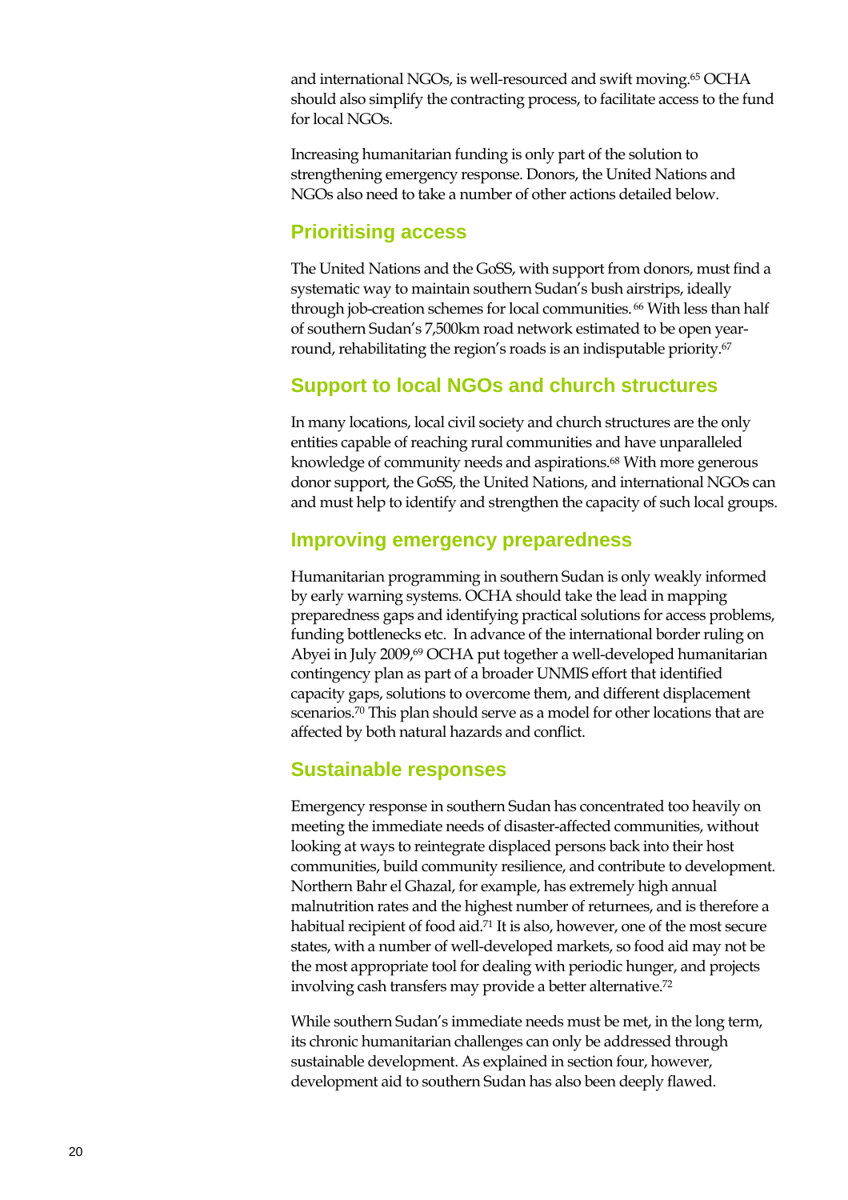and international NGOs, is well-resourced and swift moving.[65] OCHA should also simplify the contracting process, to facilitate access to the fund for local NGOs.

Increasing humanitarian funding is only part of the solution to strengthening emergency response. Donors, the United Nations and NGOs also need to take a number of other actions detailed below.

## Prioritising access

The United Nations and the GoSS, with support from donors, must find a systematic way to maintain southern Sudan's bush airstrips, ideally through job-creation schemes for local communities.[66] With less than half of southern Sudan's 7,500km road network estimated to be open year-round, rehabilitating the region's roads is an indisputable priority.[67]

## Support to local NGOs and church structures

In many locations, local civil society and church structures are the only entities capable of reaching rural communities and have unparalleled knowledge of community needs and aspirations.[68] With more generous donor support, the GoSS, the United Nations, and international NGOs can and must help to identify and strengthen the capacity of such local groups.

## Improving emergency preparedness

Humanitarian programming in southern Sudan is only weakly informed by early warning systems. OCHA should take the lead in mapping preparedness gaps and identifying practical solutions for access problems, funding bottlenecks etc. In advance of the international border ruling on Abyei in July 2009,[69] OCHA put together a well-developed humanitarian contingency plan as part of a broader UNMIS effort that identified capacity gaps, solutions to overcome them, and different displacement scenarios.[70] This plan should serve as a model for other locations that are affected by both natural hazards and conflict.

## Sustainable responses

Emergency response in southern Sudan has concentrated too heavily on meeting the immediate needs of disaster-affected communities, without looking at ways to reintegrate displaced persons back into their host communities, build community resilience, and contribute to development. Northern Bahr el Ghazal, for example, has extremely high annual malnutrition rates and the highest number of returnees, and is therefore a habitual recipient of food aid.[71] It is also, however, one of the most secure states, with a number of well-developed markets, so food aid may not be the most appropriate tool for dealing with periodic hunger, and projects involving cash transfers may provide a better alternative.[72]

While southern Sudan's immediate needs must be met, in the long term, its chronic humanitarian challenges can only be addressed through sustainable development. As explained in section four, however, development aid to southern Sudan has also been deeply flawed.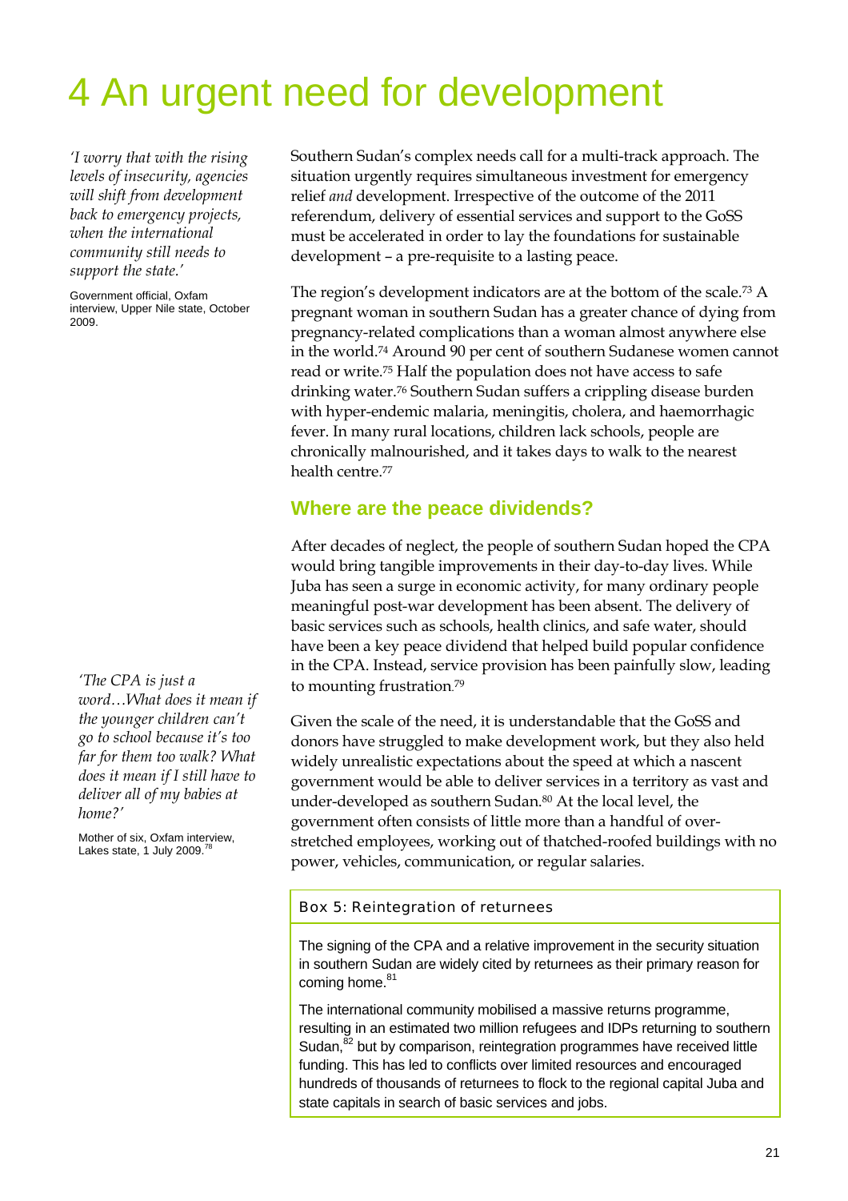# 4 An urgent need for development

*'I worry that with the rising levels of insecurity, agencies will shift from development back to emergency projects, when the international community still needs to support the state.'*

Government official, Oxfam interview, Upper Nile state, October 2009.

Southern Sudan's complex needs call for a multi-track approach. The situation urgently requires simultaneous investment for emergency relief *and* development. Irrespective of the outcome of the 2011 referendum, delivery of essential services and support to the GoSS must be accelerated in order to lay the foundations for sustainable development – a pre-requisite to a lasting peace.

The region's development indicators are at the bottom of the scale.[73] A pregnant woman in southern Sudan has a greater chance of dying from pregnancy-related complications than a woman almost anywhere else in the world.[74] Around 90 per cent of southern Sudanese women cannot read or write.[75] Half the population does not have access to safe drinking water.[76] Southern Sudan suffers a crippling disease burden with hyper-endemic malaria, meningitis, cholera, and haemorrhagic fever. In many rural locations, children lack schools, people are chronically malnourished, and it takes days to walk to the nearest health centre.[77]

## Where are the peace dividends?

After decades of neglect, the people of southern Sudan hoped the CPA would bring tangible improvements in their day-to-day lives. While Juba has seen a surge in economic activity, for many ordinary people meaningful post-war development has been absent. The delivery of basic services such as schools, health clinics, and safe water, should have been a key peace dividend that helped build popular confidence in the CPA. Instead, service provision has been painfully slow, leading to mounting frustration.[79]

*'The CPA is just a word…What does it mean if the younger children can't go to school because it's too far for them too walk? What does it mean if I still have to deliver all of my babies at home?'*

Mother of six, Oxfam interview, Lakes state, 1 July 2009.[78]

Given the scale of the need, it is understandable that the GoSS and donors have struggled to make development work, but they also held widely unrealistic expectations about the speed at which a nascent government would be able to deliver services in a territory as vast and under-developed as southern Sudan.[80] At the local level, the government often consists of little more than a handful of over-stretched employees, working out of thatched-roofed buildings with no power, vehicles, communication, or regular salaries.

**Box 5: Reintegration of returnees**

The signing of the CPA and a relative improvement in the security situation in southern Sudan are widely cited by returnees as their primary reason for coming home.[81]

The international community mobilised a massive returns programme, resulting in an estimated two million refugees and IDPs returning to southern Sudan,[82] but by comparison, reintegration programmes have received little funding. This has led to conflicts over limited resources and encouraged hundreds of thousands of returnees to flock to the regional capital Juba and state capitals in search of basic services and jobs.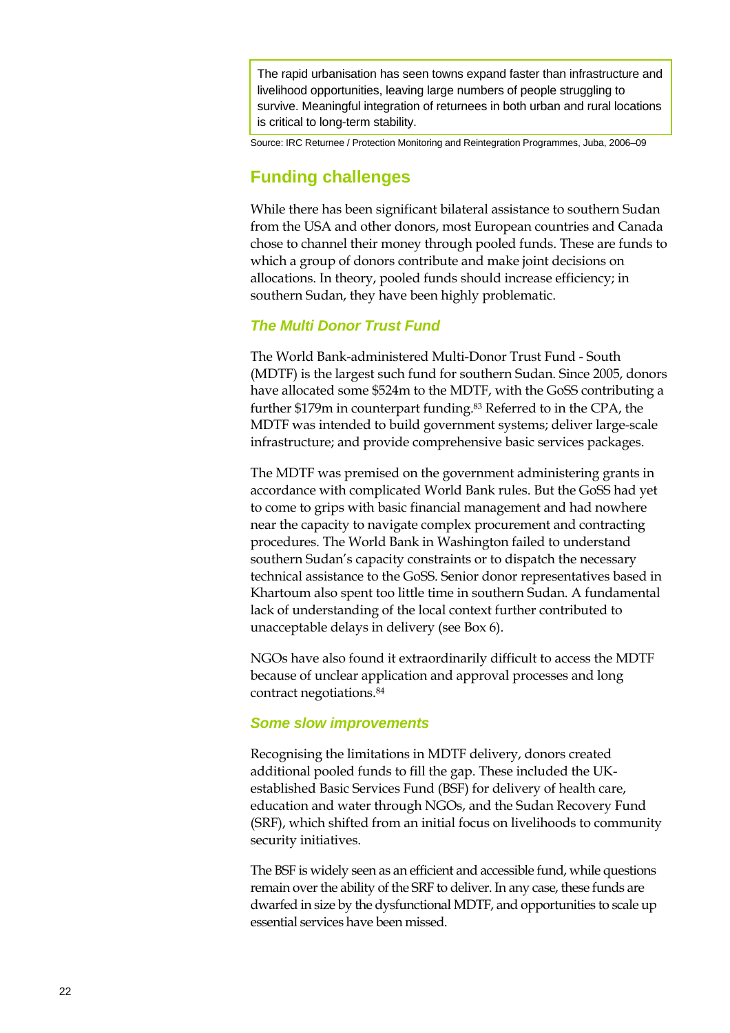> The rapid urbanisation has seen towns expand faster than infrastructure and livelihood opportunities, leaving large numbers of people struggling to survive. Meaningful integration of returnees in both urban and rural locations is critical to long-term stability.

Source: IRC Returnee / Protection Monitoring and Reintegration Programmes, Juba, 2006–09

## Funding challenges

While there has been significant bilateral assistance to southern Sudan from the USA and other donors, most European countries and Canada chose to channel their money through pooled funds. These are funds to which a group of donors contribute and make joint decisions on allocations. In theory, pooled funds should increase efficiency; in southern Sudan, they have been highly problematic.

### *The Multi Donor Trust Fund*

The World Bank-administered Multi-Donor Trust Fund - South (MDTF) is the largest such fund for southern Sudan. Since 2005, donors have allocated some $524m to the MDTF, with the GoSS contributing a further $179m in counterpart funding.[83] Referred to in the CPA, the MDTF was intended to build government systems; deliver large-scale infrastructure; and provide comprehensive basic services packages.

The MDTF was premised on the government administering grants in accordance with complicated World Bank rules. But the GoSS had yet to come to grips with basic financial management and had nowhere near the capacity to navigate complex procurement and contracting procedures. The World Bank in Washington failed to understand southern Sudan's capacity constraints or to dispatch the necessary technical assistance to the GoSS. Senior donor representatives based in Khartoum also spent too little time in southern Sudan. A fundamental lack of understanding of the local context further contributed to unacceptable delays in delivery (see Box 6).

NGOs have also found it extraordinarily difficult to access the MDTF because of unclear application and approval processes and long contract negotiations.[84]

### *Some slow improvements*

Recognising the limitations in MDTF delivery, donors created additional pooled funds to fill the gap. These included the UK-established Basic Services Fund (BSF) for delivery of health care, education and water through NGOs, and the Sudan Recovery Fund (SRF), which shifted from an initial focus on livelihoods to community security initiatives.

The BSF is widely seen as an efficient and accessible fund, while questions remain over the ability of the SRF to deliver. In any case, these funds are dwarfed in size by the dysfunctional MDTF, and opportunities to scale up essential services have been missed.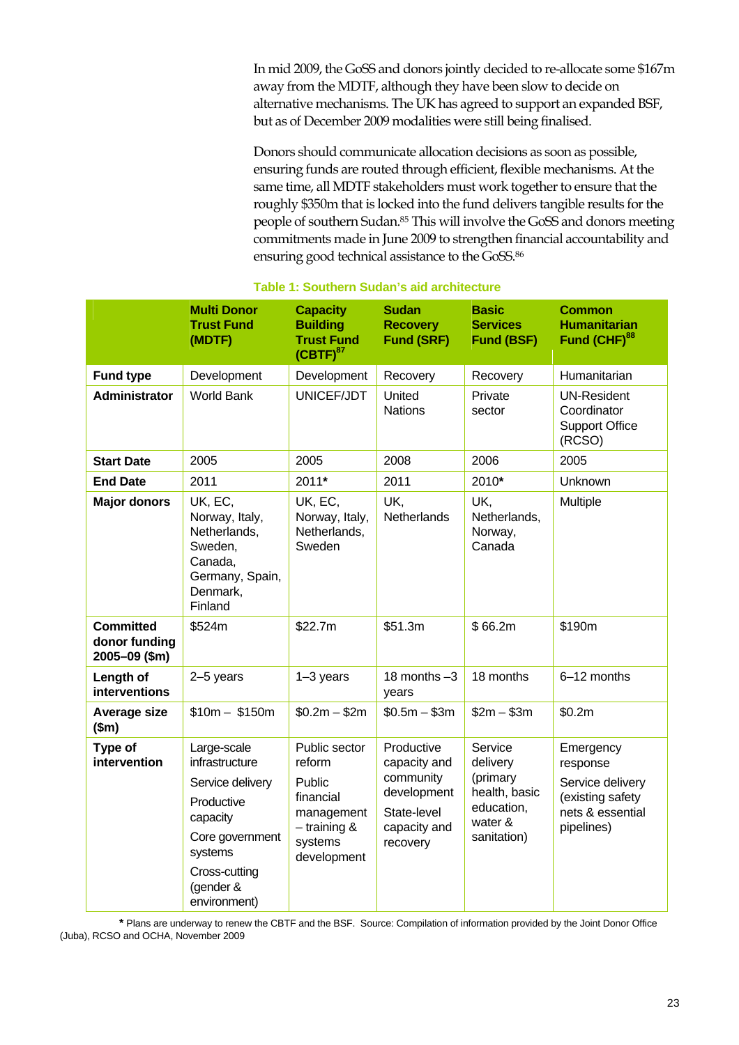In mid 2009, the GoSS and donors jointly decided to re-allocate some $167m away from the MDTF, although they have been slow to decide on alternative mechanisms. The UK has agreed to support an expanded BSF, but as of December 2009 modalities were still being finalised.

Donors should communicate allocation decisions as soon as possible, ensuring funds are routed through efficient, flexible mechanisms. At the same time, all MDTF stakeholders must work together to ensure that the roughly $350m that is locked into the fund delivers tangible results for the people of southern Sudan.[85] This will involve the GoSS and donors meeting commitments made in June 2009 to strengthen financial accountability and ensuring good technical assistance to the GoSS.[86]

**Table 1: Southern Sudan's aid architecture**

| | **Multi Donor Trust Fund (MDTF)** | **Capacity Building Trust Fund (CBTF)[87]** | **Sudan Recovery Fund (SRF)** | **Basic Services Fund (BSF)** | **Common Humanitarian Fund (CHF)[88]** |
|---|---|---|---|---|---|
| **Fund type** | Development | Development | Recovery | Recovery | Humanitarian |
| **Administrator** | World Bank | UNICEF/JDT | United Nations | Private sector | UN-Resident Coordinator Support Office (RCSO) |
| **Start Date** | 2005 | 2005 | 2008 | 2006 | 2005 |
| **End Date** | 2011 | 2011* | 2011 | 2010* | Unknown |
| **Major donors** | UK, EC, Norway, Italy, Netherlands, Sweden, Canada, Germany, Spain, Denmark, Finland | UK, EC, Norway, Italy, Netherlands, Sweden | UK, Netherlands | UK, Netherlands, Norway, Canada | Multiple |
| **Committed donor funding 2005–09 ($m)** | $524m | $22.7m | $51.3m | $ 66.2m | $190m |
| **Length of interventions** | 2–5 years | 1–3 years | 18 months –3 years | 18 months | 6–12 months |
| **Average size ($m)** | $10m – $150m | $0.2m – $2m | $0.5m – $3m | $2m – $3m | $0.2m |
| **Type of intervention** | Large-scale infrastructure<br>Service delivery<br>Productive capacity<br>Core government systems<br>Cross-cutting (gender & environment) | Public sector reform<br>Public financial management – training & systems development | Productive capacity and community development<br>State-level capacity and recovery | Service delivery (primary health, basic education, water & sanitation) | Emergency response<br>Service delivery (existing safety nets & essential pipelines) |

\* Plans are underway to renew the CBTF and the BSF. Source: Compilation of information provided by the Joint Donor Office (Juba), RCSO and OCHA, November 2009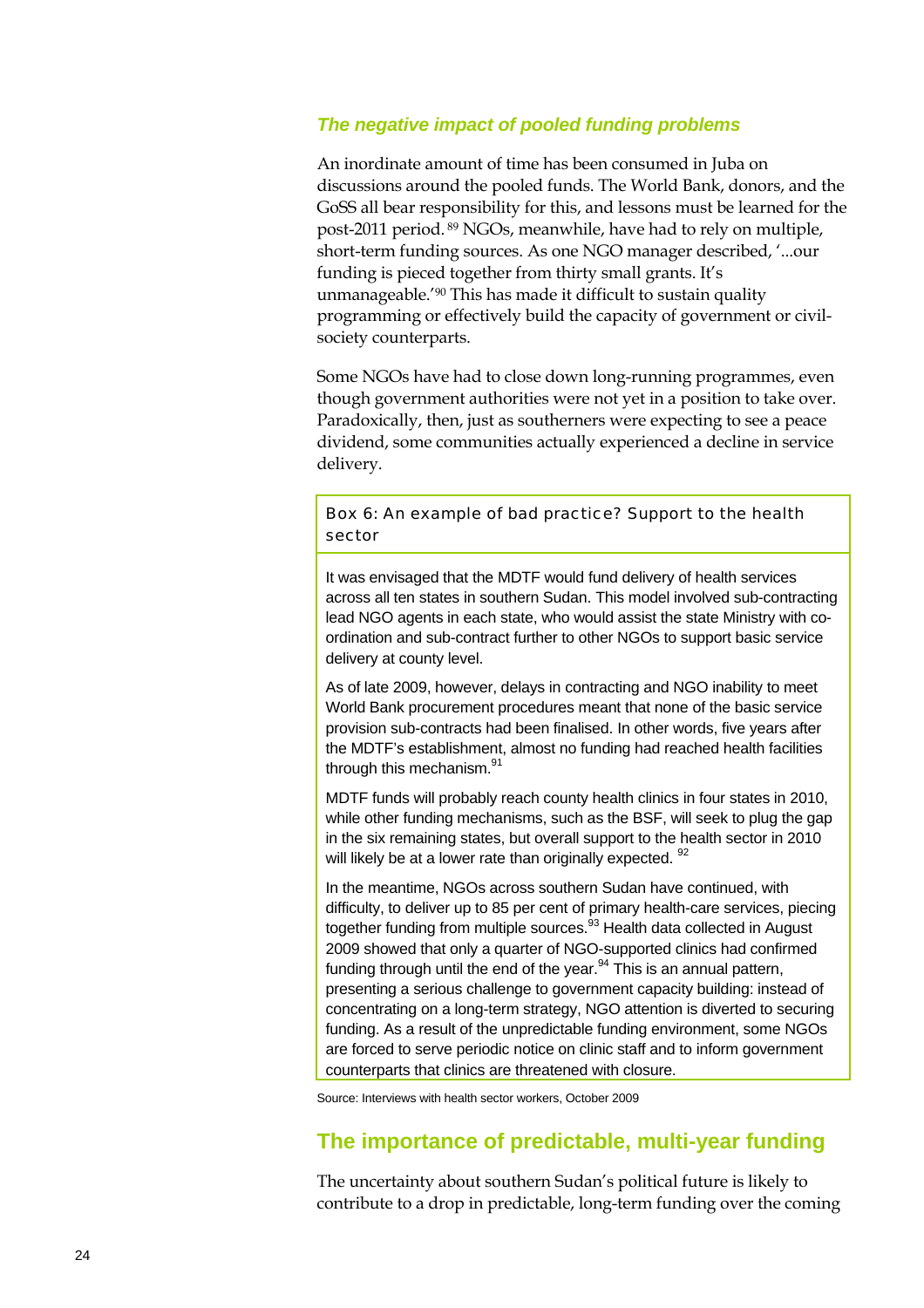### *The negative impact of pooled funding problems*

An inordinate amount of time has been consumed in Juba on discussions around the pooled funds. The World Bank, donors, and the GoSS all bear responsibility for this, and lessons must be learned for the post-2011 period.[89] NGOs, meanwhile, have had to rely on multiple, short-term funding sources. As one NGO manager described, '...our funding is pieced together from thirty small grants. It's unmanageable.'[90] This has made it difficult to sustain quality programming or effectively build the capacity of government or civil-society counterparts.

Some NGOs have had to close down long-running programmes, even though government authorities were not yet in a position to take over. Paradoxically, then, just as southerners were expecting to see a peace dividend, some communities actually experienced a decline in service delivery.

> **Box 6: An example of bad practice? Support to the health sector**
>
> It was envisaged that the MDTF would fund delivery of health services across all ten states in southern Sudan. This model involved sub-contracting lead NGO agents in each state, who would assist the state Ministry with co-ordination and sub-contract further to other NGOs to support basic service delivery at county level.
>
> As of late 2009, however, delays in contracting and NGO inability to meet World Bank procurement procedures meant that none of the basic service provision sub-contracts had been finalised. In other words, five years after the MDTF's establishment, almost no funding had reached health facilities through this mechanism.[91]
>
> MDTF funds will probably reach county health clinics in four states in 2010, while other funding mechanisms, such as the BSF, will seek to plug the gap in the six remaining states, but overall support to the health sector in 2010 will likely be at a lower rate than originally expected.[92]
>
> In the meantime, NGOs across southern Sudan have continued, with difficulty, to deliver up to 85 per cent of primary health-care services, piecing together funding from multiple sources.[93] Health data collected in August 2009 showed that only a quarter of NGO-supported clinics had confirmed funding through until the end of the year.[94] This is an annual pattern, presenting a serious challenge to government capacity building: instead of concentrating on a long-term strategy, NGO attention is diverted to securing funding. As a result of the unpredictable funding environment, some NGOs are forced to serve periodic notice on clinic staff and to inform government counterparts that clinics are threatened with closure.

Source: Interviews with health sector workers, October 2009

## The importance of predictable, multi-year funding

The uncertainty about southern Sudan's political future is likely to contribute to a drop in predictable, long-term funding over the coming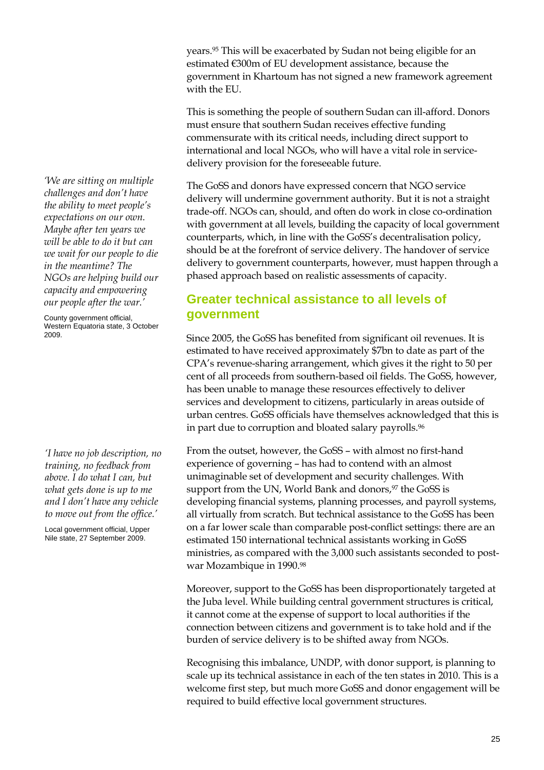years.[95] This will be exacerbated by Sudan not being eligible for an estimated €300m of EU development assistance, because the government in Khartoum has not signed a new framework agreement with the EU.

This is something the people of southern Sudan can ill-afford. Donors must ensure that southern Sudan receives effective funding commensurate with its critical needs, including direct support to international and local NGOs, who will have a vital role in service-delivery provision for the foreseeable future.

*'We are sitting on multiple challenges and don't have the ability to meet people's expectations on our own. Maybe after ten years we will be able to do it but can we wait for our people to die in the meantime? The NGOs are helping build our capacity and empowering our people after the war.'*

County government official, Western Equatoria state, 3 October 2009.

The GoSS and donors have expressed concern that NGO service delivery will undermine government authority. But it is not a straight trade-off. NGOs can, should, and often do work in close co-ordination with government at all levels, building the capacity of local government counterparts, which, in line with the GoSS's decentralisation policy, should be at the forefront of service delivery. The handover of service delivery to government counterparts, however, must happen through a phased approach based on realistic assessments of capacity.

## Greater technical assistance to all levels of government

Since 2005, the GoSS has benefited from significant oil revenues. It is estimated to have received approximately $7bn to date as part of the CPA's revenue-sharing arrangement, which gives it the right to 50 per cent of all proceeds from southern-based oil fields. The GoSS, however, has been unable to manage these resources effectively to deliver services and development to citizens, particularly in areas outside of urban centres. GoSS officials have themselves acknowledged that this is in part due to corruption and bloated salary payrolls.[96]

*'I have no job description, no training, no feedback from above. I do what I can, but what gets done is up to me and I don't have any vehicle to move out from the office.'*

Local government official, Upper Nile state, 27 September 2009.

From the outset, however, the GoSS – with almost no first-hand experience of governing – has had to contend with an almost unimaginable set of development and security challenges. With support from the UN, World Bank and donors,[97] the GoSS is developing financial systems, planning processes, and payroll systems, all virtually from scratch. But technical assistance to the GoSS has been on a far lower scale than comparable post-conflict settings: there are an estimated 150 international technical assistants working in GoSS ministries, as compared with the 3,000 such assistants seconded to post-war Mozambique in 1990.[98]

Moreover, support to the GoSS has been disproportionately targeted at the Juba level. While building central government structures is critical, it cannot come at the expense of support to local authorities if the connection between citizens and government is to take hold and if the burden of service delivery is to be shifted away from NGOs.

Recognising this imbalance, UNDP, with donor support, is planning to scale up its technical assistance in each of the ten states in 2010. This is a welcome first step, but much more GoSS and donor engagement will be required to build effective local government structures.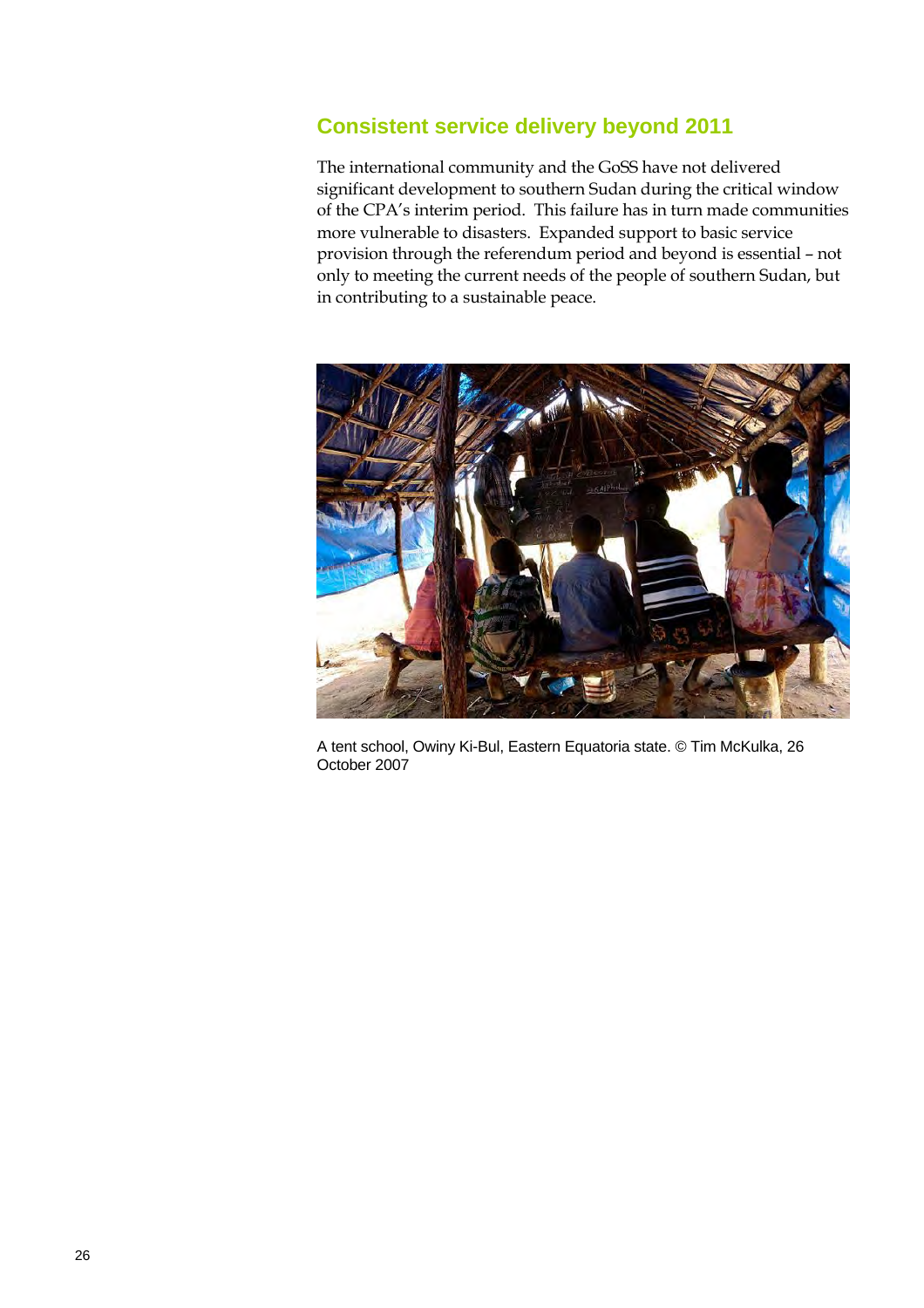## Consistent service delivery beyond 2011

The international community and the GoSS have not delivered significant development to southern Sudan during the critical window of the CPA's interim period. This failure has in turn made communities more vulnerable to disasters. Expanded support to basic service provision through the referendum period and beyond is essential – not only to meeting the current needs of the people of southern Sudan, but in contributing to a sustainable peace.

A tent school, Owiny Ki-Bul, Eastern Equatoria state. © Tim McKulka, 26 October 2007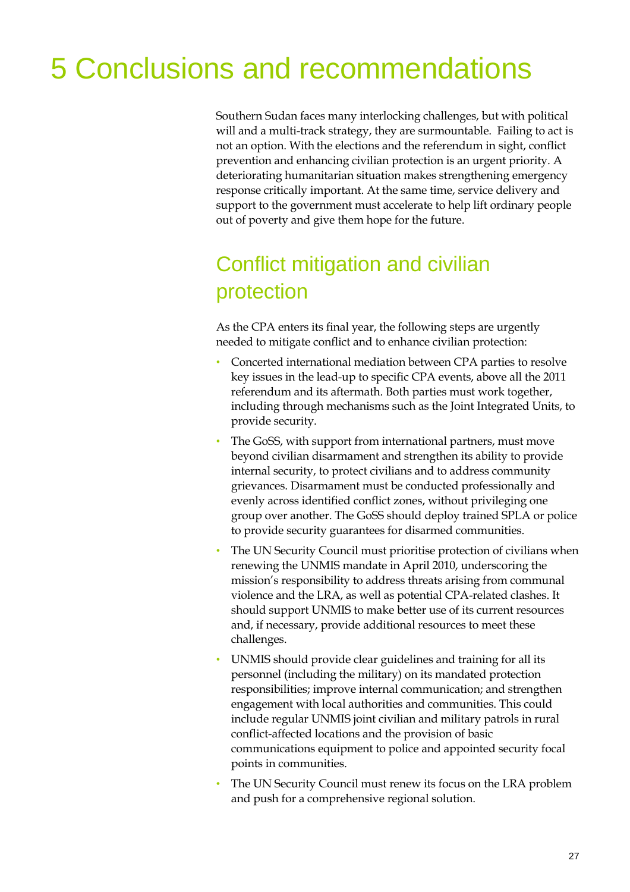# 5 Conclusions and recommendations

Southern Sudan faces many interlocking challenges, but with political will and a multi-track strategy, they are surmountable. Failing to act is not an option. With the elections and the referendum in sight, conflict prevention and enhancing civilian protection is an urgent priority. A deteriorating humanitarian situation makes strengthening emergency response critically important. At the same time, service delivery and support to the government must accelerate to help lift ordinary people out of poverty and give them hope for the future.

## Conflict mitigation and civilian protection

As the CPA enters its final year, the following steps are urgently needed to mitigate conflict and to enhance civilian protection:

- Concerted international mediation between CPA parties to resolve key issues in the lead-up to specific CPA events, above all the 2011 referendum and its aftermath. Both parties must work together, including through mechanisms such as the Joint Integrated Units, to provide security.
- The GoSS, with support from international partners, must move beyond civilian disarmament and strengthen its ability to provide internal security, to protect civilians and to address community grievances. Disarmament must be conducted professionally and evenly across identified conflict zones, without privileging one group over another. The GoSS should deploy trained SPLA or police to provide security guarantees for disarmed communities.
- The UN Security Council must prioritise protection of civilians when renewing the UNMIS mandate in April 2010, underscoring the mission's responsibility to address threats arising from communal violence and the LRA, as well as potential CPA-related clashes. It should support UNMIS to make better use of its current resources and, if necessary, provide additional resources to meet these challenges.
- UNMIS should provide clear guidelines and training for all its personnel (including the military) on its mandated protection responsibilities; improve internal communication; and strengthen engagement with local authorities and communities. This could include regular UNMIS joint civilian and military patrols in rural conflict-affected locations and the provision of basic communications equipment to police and appointed security focal points in communities.
- The UN Security Council must renew its focus on the LRA problem and push for a comprehensive regional solution.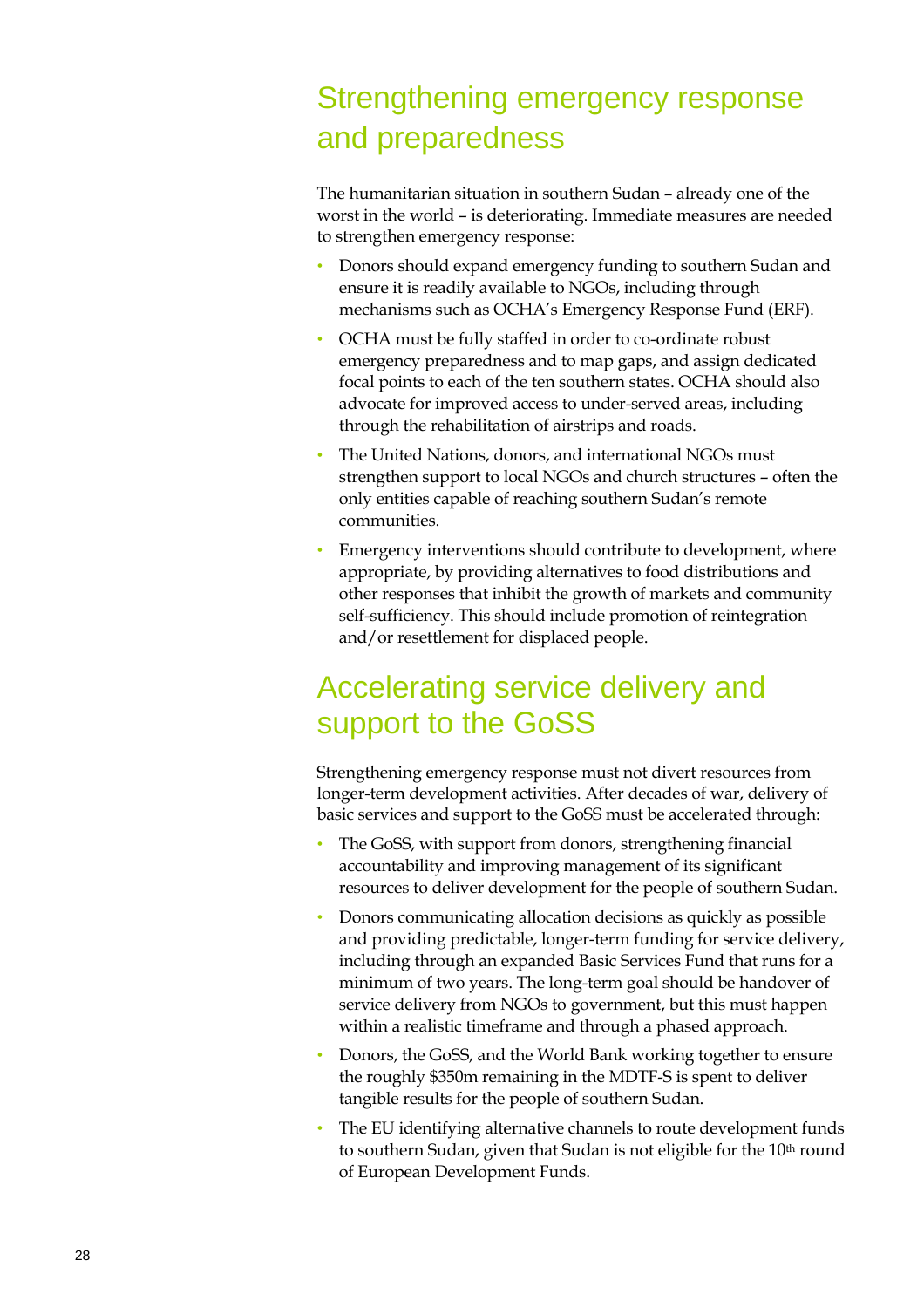## Strengthening emergency response and preparedness

The humanitarian situation in southern Sudan – already one of the worst in the world – is deteriorating. Immediate measures are needed to strengthen emergency response:

- Donors should expand emergency funding to southern Sudan and ensure it is readily available to NGOs, including through mechanisms such as OCHA's Emergency Response Fund (ERF).
- OCHA must be fully staffed in order to co-ordinate robust emergency preparedness and to map gaps, and assign dedicated focal points to each of the ten southern states. OCHA should also advocate for improved access to under-served areas, including through the rehabilitation of airstrips and roads.
- The United Nations, donors, and international NGOs must strengthen support to local NGOs and church structures – often the only entities capable of reaching southern Sudan's remote communities.
- Emergency interventions should contribute to development, where appropriate, by providing alternatives to food distributions and other responses that inhibit the growth of markets and community self-sufficiency. This should include promotion of reintegration and/or resettlement for displaced people.

## Accelerating service delivery and support to the GoSS

Strengthening emergency response must not divert resources from longer-term development activities. After decades of war, delivery of basic services and support to the GoSS must be accelerated through:

- The GoSS, with support from donors, strengthening financial accountability and improving management of its significant resources to deliver development for the people of southern Sudan.
- Donors communicating allocation decisions as quickly as possible and providing predictable, longer-term funding for service delivery, including through an expanded Basic Services Fund that runs for a minimum of two years. The long-term goal should be handover of service delivery from NGOs to government, but this must happen within a realistic timeframe and through a phased approach.
- Donors, the GoSS, and the World Bank working together to ensure the roughly $350m remaining in the MDTF-S is spent to deliver tangible results for the people of southern Sudan.
- The EU identifying alternative channels to route development funds to southern Sudan, given that Sudan is not eligible for the 10th round of European Development Funds.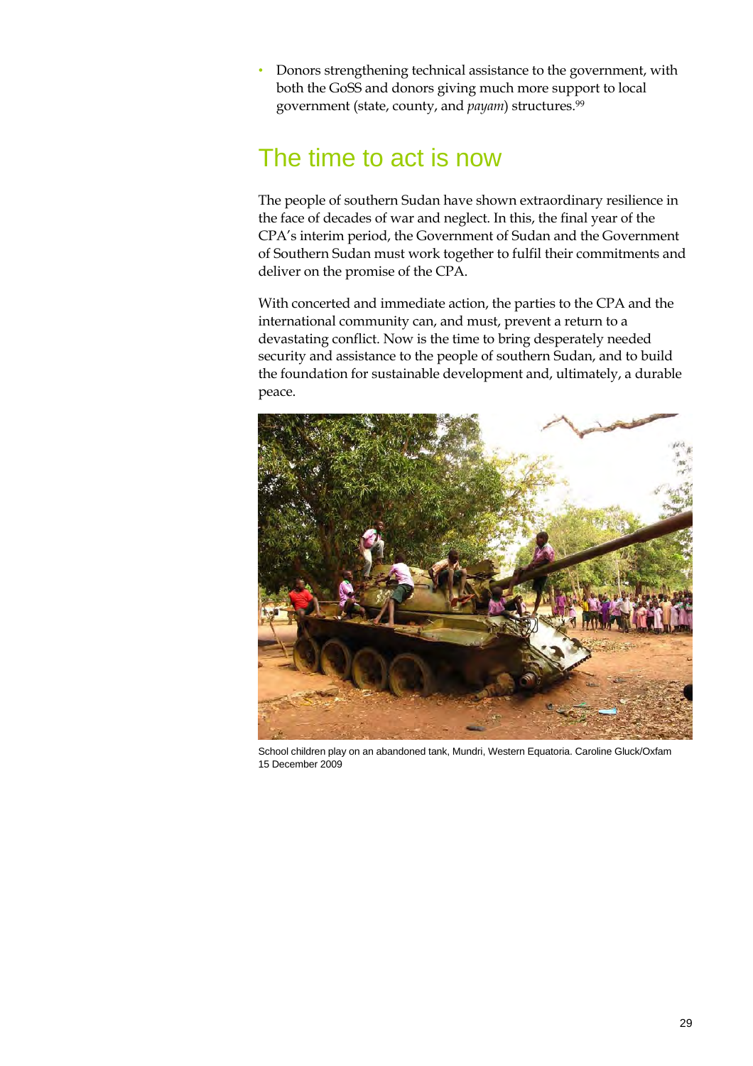- Donors strengthening technical assistance to the government, with both the GoSS and donors giving much more support to local government (state, county, and *payam*) structures.[99]

## The time to act is now

The people of southern Sudan have shown extraordinary resilience in the face of decades of war and neglect. In this, the final year of the CPA's interim period, the Government of Sudan and the Government of Southern Sudan must work together to fulfil their commitments and deliver on the promise of the CPA.

With concerted and immediate action, the parties to the CPA and the international community can, and must, prevent a return to a devastating conflict. Now is the time to bring desperately needed security and assistance to the people of southern Sudan, and to build the foundation for sustainable development and, ultimately, a durable peace.

School children play on an abandoned tank, Mundri, Western Equatoria. Caroline Gluck/Oxfam 15 December 2009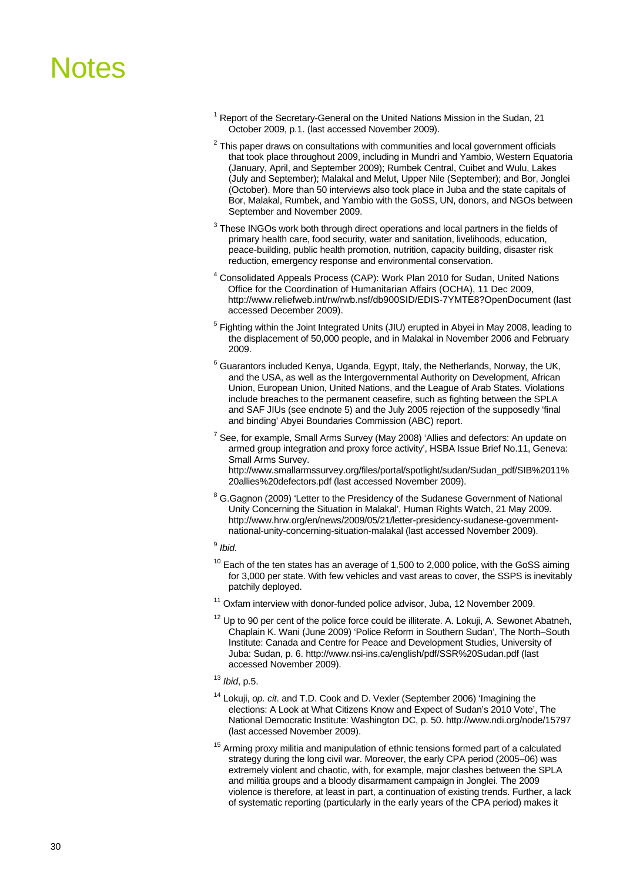# Notes

[1] Report of the Secretary-General on the United Nations Mission in the Sudan, 21 October 2009, p.1. (last accessed November 2009).

[2] This paper draws on consultations with communities and local government officials that took place throughout 2009, including in Mundri and Yambio, Western Equatoria (January, April, and September 2009); Rumbek Central, Cuibet and Wulu, Lakes (July and September); Malakal and Melut, Upper Nile (September); and Bor, Jonglei (October). More than 50 interviews also took place in Juba and the state capitals of Bor, Malakal, Rumbek, and Yambio with the GoSS, UN, donors, and NGOs between September and November 2009.

[3] These INGOs work both through direct operations and local partners in the fields of primary health care, food security, water and sanitation, livelihoods, education, peace-building, public health promotion, nutrition, capacity building, disaster risk reduction, emergency response and environmental conservation.

[4] Consolidated Appeals Process (CAP): Work Plan 2010 for Sudan, United Nations Office for the Coordination of Humanitarian Affairs (OCHA), 11 Dec 2009, http://www.reliefweb.int/rw/rwb.nsf/db900SID/EDIS-7YMTE8?OpenDocument (last accessed December 2009).

[5] Fighting within the Joint Integrated Units (JIU) erupted in Abyei in May 2008, leading to the displacement of 50,000 people, and in Malakal in November 2006 and February 2009.

[6] Guarantors included Kenya, Uganda, Egypt, Italy, the Netherlands, Norway, the UK, and the USA, as well as the Intergovernmental Authority on Development, African Union, European Union, United Nations, and the League of Arab States. Violations include breaches to the permanent ceasefire, such as fighting between the SPLA and SAF JIUs (see endnote 5) and the July 2005 rejection of the supposedly 'final and binding' Abyei Boundaries Commission (ABC) report.

[7] See, for example, Small Arms Survey (May 2008) 'Allies and defectors: An update on armed group integration and proxy force activity', HSBA Issue Brief No.11, Geneva: Small Arms Survey. http://www.smallarmssurvey.org/files/portal/spotlight/sudan/Sudan_pdf/SIB%2011%20allies%20defectors.pdf (last accessed November 2009).

[8] G.Gagnon (2009) 'Letter to the Presidency of the Sudanese Government of National Unity Concerning the Situation in Malakal', Human Rights Watch, 21 May 2009. http://www.hrw.org/en/news/2009/05/21/letter-presidency-sudanese-government-national-unity-concerning-situation-malakal (last accessed November 2009).

[9] *Ibid*.

[10] Each of the ten states has an average of 1,500 to 2,000 police, with the GoSS aiming for 3,000 per state. With few vehicles and vast areas to cover, the SSPS is inevitably patchily deployed.

[11] Oxfam interview with donor-funded police advisor, Juba, 12 November 2009.

[12] Up to 90 per cent of the police force could be illiterate. A. Lokuji, A. Sewonet Abatneh, Chaplain K. Wani (June 2009) 'Police Reform in Southern Sudan', The North–South Institute: Canada and Centre for Peace and Development Studies, University of Juba: Sudan, p. 6. http://www.nsi-ins.ca/english/pdf/SSR%20Sudan.pdf (last accessed November 2009).

[13] *Ibid*, p.5.

[14] Lokuji, *op. cit*. and T.D. Cook and D. Vexler (September 2006) 'Imagining the elections: A Look at What Citizens Know and Expect of Sudan's 2010 Vote', The National Democratic Institute: Washington DC, p. 50. http://www.ndi.org/node/15797 (last accessed November 2009).

[15] Arming proxy militia and manipulation of ethnic tensions formed part of a calculated strategy during the long civil war. Moreover, the early CPA period (2005–06) was extremely violent and chaotic, with, for example, major clashes between the SPLA and militia groups and a bloody disarmament campaign in Jonglei. The 2009 violence is therefore, at least in part, a continuation of existing trends. Further, a lack of systematic reporting (particularly in the early years of the CPA period) makes it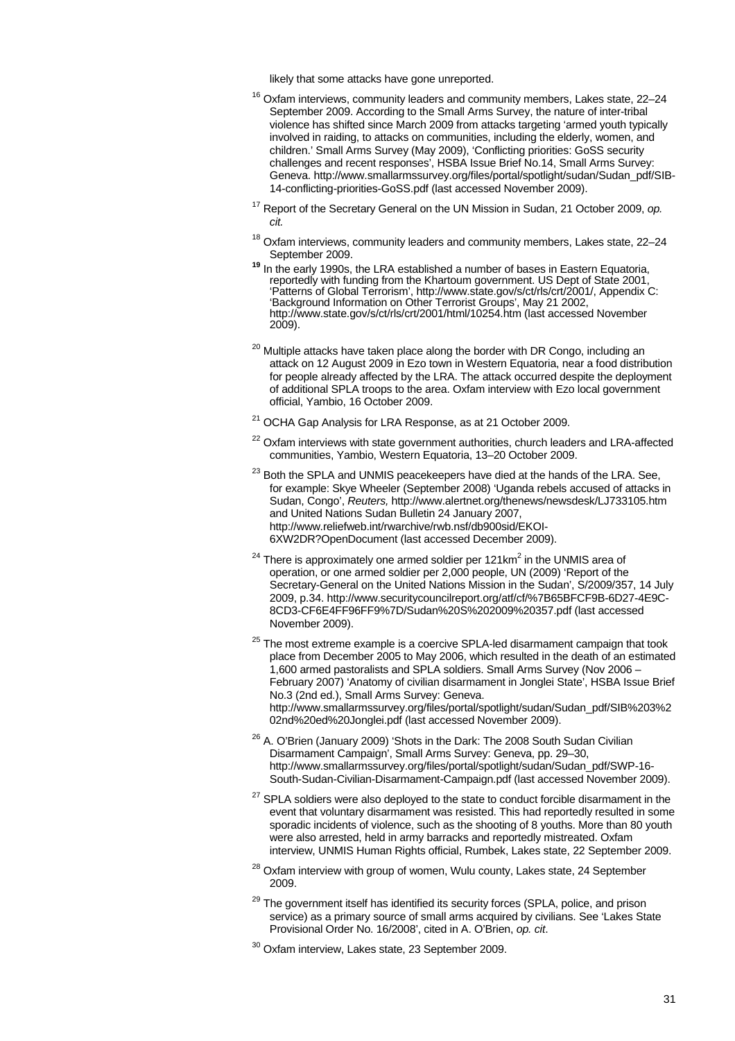likely that some attacks have gone unreported.

[16] Oxfam interviews, community leaders and community members, Lakes state, 22–24 September 2009. According to the Small Arms Survey, the nature of inter-tribal violence has shifted since March 2009 from attacks targeting 'armed youth typically involved in raiding, to attacks on communities, including the elderly, women, and children.' Small Arms Survey (May 2009), 'Conflicting priorities: GoSS security challenges and recent responses', HSBA Issue Brief No.14, Small Arms Survey: Geneva. http://www.smallarmssurvey.org/files/portal/spotlight/sudan/Sudan_pdf/SIB-14-conflicting-priorities-GoSS.pdf (last accessed November 2009).

[17] Report of the Secretary General on the UN Mission in Sudan, 21 October 2009, *op. cit.*

[18] Oxfam interviews, community leaders and community members, Lakes state, 22–24 September 2009.

[19] In the early 1990s, the LRA established a number of bases in Eastern Equatoria, reportedly with funding from the Khartoum government. US Dept of State 2001, 'Patterns of Global Terrorism', http://www.state.gov/s/ct/rls/crt/2001/, Appendix C: 'Background Information on Other Terrorist Groups', May 21 2002, http://www.state.gov/s/ct/rls/crt/2001/html/10254.htm (last accessed November 2009).

[20] Multiple attacks have taken place along the border with DR Congo, including an attack on 12 August 2009 in Ezo town in Western Equatoria, near a food distribution for people already affected by the LRA. The attack occurred despite the deployment of additional SPLA troops to the area. Oxfam interview with Ezo local government official, Yambio, 16 October 2009.

[21] OCHA Gap Analysis for LRA Response, as at 21 October 2009.

[22] Oxfam interviews with state government authorities, church leaders and LRA-affected communities, Yambio, Western Equatoria, 13–20 October 2009.

[23] Both the SPLA and UNMIS peacekeepers have died at the hands of the LRA. See, for example: Skye Wheeler (September 2008) 'Uganda rebels accused of attacks in Sudan, Congo', *Reuters,* http://www.alertnet.org/thenews/newsdesk/LJ733105.htm and United Nations Sudan Bulletin 24 January 2007, http://www.reliefweb.int/rwarchive/rwb.nsf/db900sid/EKOI-6XW2DR?OpenDocument (last accessed December 2009).

[24] There is approximately one armed soldier per 121km$^2$ in the UNMIS area of operation, or one armed soldier per 2,000 people, UN (2009) 'Report of the Secretary-General on the United Nations Mission in the Sudan', S/2009/357, 14 July 2009, p.34. http://www.securitycouncilreport.org/atf/cf/%7B65BFCF9B-6D27-4E9C-8CD3-CF6E4FF96FF9%7D/Sudan%20S%202009%20357.pdf (last accessed November 2009).

[25] The most extreme example is a coercive SPLA-led disarmament campaign that took place from December 2005 to May 2006, which resulted in the death of an estimated 1,600 armed pastoralists and SPLA soldiers. Small Arms Survey (Nov 2006 – February 2007) 'Anatomy of civilian disarmament in Jonglei State', HSBA Issue Brief No.3 (2nd ed.), Small Arms Survey: Geneva. http://www.smallarmssurvey.org/files/portal/spotlight/sudan/Sudan_pdf/SIB%203%202nd%20ed%20Jonglei.pdf (last accessed November 2009).

[26] A. O'Brien (January 2009) 'Shots in the Dark: The 2008 South Sudan Civilian Disarmament Campaign', Small Arms Survey: Geneva, pp. 29–30, http://www.smallarmssurvey.org/files/portal/spotlight/sudan/Sudan_pdf/SWP-16-South-Sudan-Civilian-Disarmament-Campaign.pdf (last accessed November 2009).

[27] SPLA soldiers were also deployed to the state to conduct forcible disarmament in the event that voluntary disarmament was resisted. This had reportedly resulted in some sporadic incidents of violence, such as the shooting of 8 youths. More than 80 youth were also arrested, held in army barracks and reportedly mistreated. Oxfam interview, UNMIS Human Rights official, Rumbek, Lakes state, 22 September 2009.

[28] Oxfam interview with group of women, Wulu county, Lakes state, 24 September 2009.

[29] The government itself has identified its security forces (SPLA, police, and prison service) as a primary source of small arms acquired by civilians. See 'Lakes State Provisional Order No. 16/2008', cited in A. O'Brien, *op. cit*.

[30] Oxfam interview, Lakes state, 23 September 2009.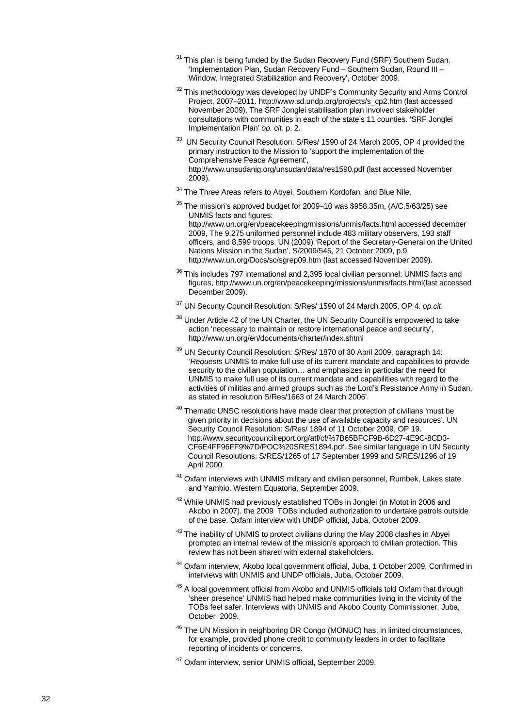[31] This plan is being funded by the Sudan Recovery Fund (SRF) Southern Sudan. 'Implementation Plan, Sudan Recovery Fund – Southern Sudan, Round III – Window, Integrated Stabilization and Recovery', October 2009.

[32] This methodology was developed by UNDP's Community Security and Arms Control Project, 2007–2011. http://www.sd.undp.org/projects/s_cp2.htm (last accessed November 2009). The SRF Jonglei stabilisation plan involved stakeholder consultations with communities in each of the state's 11 counties. 'SRF Jonglei Implementation Plan' *op. cit*. p. 2.

[33] UN Security Council Resolution: S/Res/ 1590 of 24 March 2005, OP 4 provided the primary instruction to the Mission to 'support the implementation of the Comprehensive Peace Agreement', http://www.unsudanig.org/unsudan/data/res1590.pdf (last accessed November 2009).

[34] The Three Areas refers to Abyei, Southern Kordofan, and Blue Nile.

[35] The mission's approved budget for 2009–10 was $958.35m, (A/C.5/63/25) see UNMIS facts and figures: http://www.un.org/en/peacekeeping/missions/unmis/facts.html accessed december 2009, The 9,275 uniformed personnel include 483 military observers, 193 staff officers, and 8,599 troops. UN (2009) 'Report of the Secretary-General on the United Nations Mission in the Sudan', S/2009/545, 21 October 2009, p.9. http://www.un.org/Docs/sc/sgrep09.htm (last accessed November 2009).

[36] This includes 797 international and 2,395 local civilian personnel: UNMIS facts and figures, http://www.un.org/en/peacekeeping/missions/unmis/facts.html(last accessed December 2009).

[37] UN Security Council Resolution: S/Res/ 1590 of 24 March 2005, OP 4. *op.cit*.

[38] Under Article 42 of the UN Charter, the UN Security Council is empowered to take action 'necessary to maintain or restore international peace and security', http://www.un.org/en/documents/charter/index.shtml

[39] UN Security Council Resolution: S/Res/ 1870 of 30 April 2009, paragraph 14: '*Requests* UNMIS to make full use of its current mandate and capabilities to provide security to the civilian population… and emphasizes in particular the need for UNMIS to make full use of its current mandate and capabilities with regard to the activities of militias and armed groups such as the Lord's Resistance Army in Sudan, as stated in resolution S/Res/1663 of 24 March 2006'.

[40] Thematic UNSC resolutions have made clear that protection of civilians 'must be given priority in decisions about the use of available capacity and resources'. UN Security Council Resolution: S/Res/ 1894 of 11 October 2009, OP 19. http://www.securitycouncilreport.org/atf/cf/%7B65BFCF9B-6D27-4E9C-8CD3-CF6E4FF96FF9%7D/POC%20SRES1894.pdf. See similar language in UN Security Council Resolutions: S/RES/1265 of 17 September 1999 and S/RES/1296 of 19 April 2000.

[41] Oxfam interviews with UNMIS military and civilian personnel, Rumbek, Lakes state and Yambio, Western Equatoria, September 2009.

[42] While UNMIS had previously established TOBs in Jonglei (in Motot in 2006 and Akobo in 2007). the 2009 TOBs included authorization to undertake patrols outside of the base. Oxfam interview with UNDP official, Juba, October 2009.

[43] The inability of UNMIS to protect civilians during the May 2008 clashes in Abyei prompted an internal review of the mission's approach to civilian protection. This review has not been shared with external stakeholders.

[44] Oxfam interview, Akobo local government official, Juba, 1 October 2009. Confirmed in interviews with UNMIS and UNDP officials, Juba, October 2009.

[45] A local government official from Akobo and UNMIS officials told Oxfam that through 'sheer presence' UNMIS had helped make communities living in the vicinity of the TOBs feel safer. Interviews with UNMIS and Akobo County Commissioner, Juba, October 2009.

[46] The UN Mission in neighboring DR Congo (MONUC) has, in limited circumstances, for example, provided phone credit to community leaders in order to facilitate reporting of incidents or concerns.

[47] Oxfam interview, senior UNMIS official, September 2009.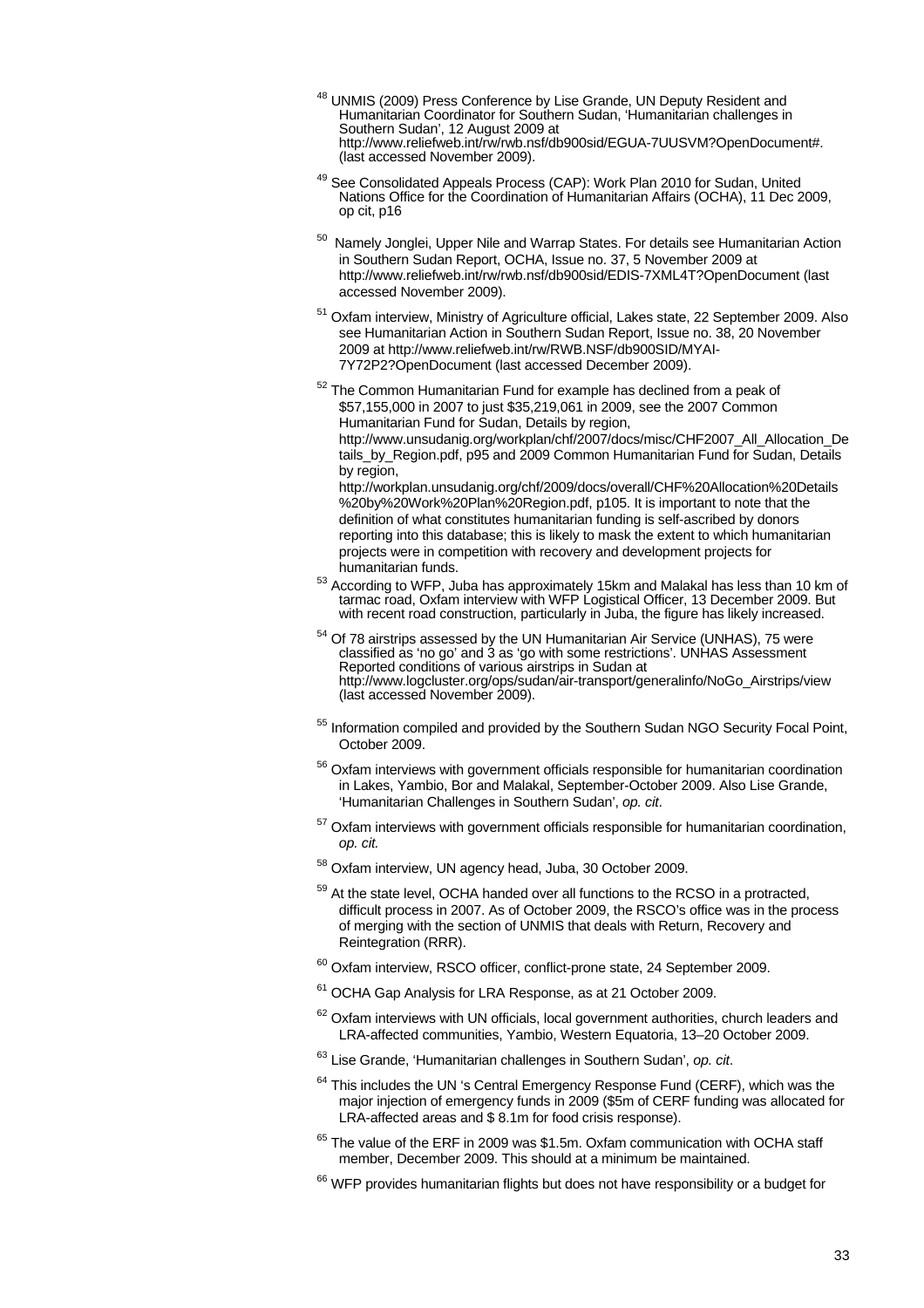[48] UNMIS (2009) Press Conference by Lise Grande, UN Deputy Resident and Humanitarian Coordinator for Southern Sudan, 'Humanitarian challenges in Southern Sudan', 12 August 2009 at http://www.reliefweb.int/rw/rwb.nsf/db900sid/EGUA-7UUSVM?OpenDocument#. (last accessed November 2009).

[49] See Consolidated Appeals Process (CAP): Work Plan 2010 for Sudan, United Nations Office for the Coordination of Humanitarian Affairs (OCHA), 11 Dec 2009, op cit, p16

[50] Namely Jonglei, Upper Nile and Warrap States. For details see Humanitarian Action in Southern Sudan Report, OCHA, Issue no. 37, 5 November 2009 at http://www.reliefweb.int/rw/rwb.nsf/db900sid/EDIS-7XML4T?OpenDocument (last accessed November 2009).

[51] Oxfam interview, Ministry of Agriculture official, Lakes state, 22 September 2009. Also see Humanitarian Action in Southern Sudan Report, Issue no. 38, 20 November 2009 at http://www.reliefweb.int/rw/RWB.NSF/db900SID/MYAI-7Y72P2?OpenDocument (last accessed December 2009).

[52] The Common Humanitarian Fund for example has declined from a peak of $57,155,000 in 2007 to just $35,219,061 in 2009, see the 2007 Common Humanitarian Fund for Sudan, Details by region, http://www.unsudanig.org/workplan/chf/2007/docs/misc/CHF2007_All_Allocation_Details_by_Region.pdf, p95 and 2009 Common Humanitarian Fund for Sudan, Details by region, http://workplan.unsudanig.org/chf/2009/docs/overall/CHF%20Allocation%20Details%20by%20Work%20Plan%20Region.pdf, p105. It is important to note that the definition of what constitutes humanitarian funding is self-ascribed by donors reporting into this database; this is likely to mask the extent to which humanitarian projects were in competition with recovery and development projects for humanitarian funds.

[53] According to WFP, Juba has approximately 15km and Malakal has less than 10 km of tarmac road, Oxfam interview with WFP Logistical Officer, 13 December 2009. But with recent road construction, particularly in Juba, the figure has likely increased.

[54] Of 78 airstrips assessed by the UN Humanitarian Air Service (UNHAS), 75 were classified as 'no go' and 3 as 'go with some restrictions'. UNHAS Assessment Reported conditions of various airstrips in Sudan at http://www.logcluster.org/ops/sudan/air-transport/generalinfo/NoGo_Airstrips/view (last accessed November 2009).

[55] Information compiled and provided by the Southern Sudan NGO Security Focal Point, October 2009.

[56] Oxfam interviews with government officials responsible for humanitarian coordination in Lakes, Yambio, Bor and Malakal, September-October 2009. Also Lise Grande, 'Humanitarian Challenges in Southern Sudan', *op. cit*.

[57] Oxfam interviews with government officials responsible for humanitarian coordination, *op. cit.*

[58] Oxfam interview, UN agency head, Juba, 30 October 2009.

[59] At the state level, OCHA handed over all functions to the RCSO in a protracted, difficult process in 2007. As of October 2009, the RSCO's office was in the process of merging with the section of UNMIS that deals with Return, Recovery and Reintegration (RRR).

[60] Oxfam interview, RSCO officer, conflict-prone state, 24 September 2009.

[61] OCHA Gap Analysis for LRA Response, as at 21 October 2009.

[62] Oxfam interviews with UN officials, local government authorities, church leaders and LRA-affected communities, Yambio, Western Equatoria, 13–20 October 2009.

[63] Lise Grande, 'Humanitarian challenges in Southern Sudan', *op. cit*.

[64] This includes the UN 's Central Emergency Response Fund (CERF), which was the major injection of emergency funds in 2009 ($5m of CERF funding was allocated for LRA-affected areas and $ 8.1m for food crisis response).

[65] The value of the ERF in 2009 was $1.5m. Oxfam communication with OCHA staff member, December 2009. This should at a minimum be maintained.

[66] WFP provides humanitarian flights but does not have responsibility or a budget for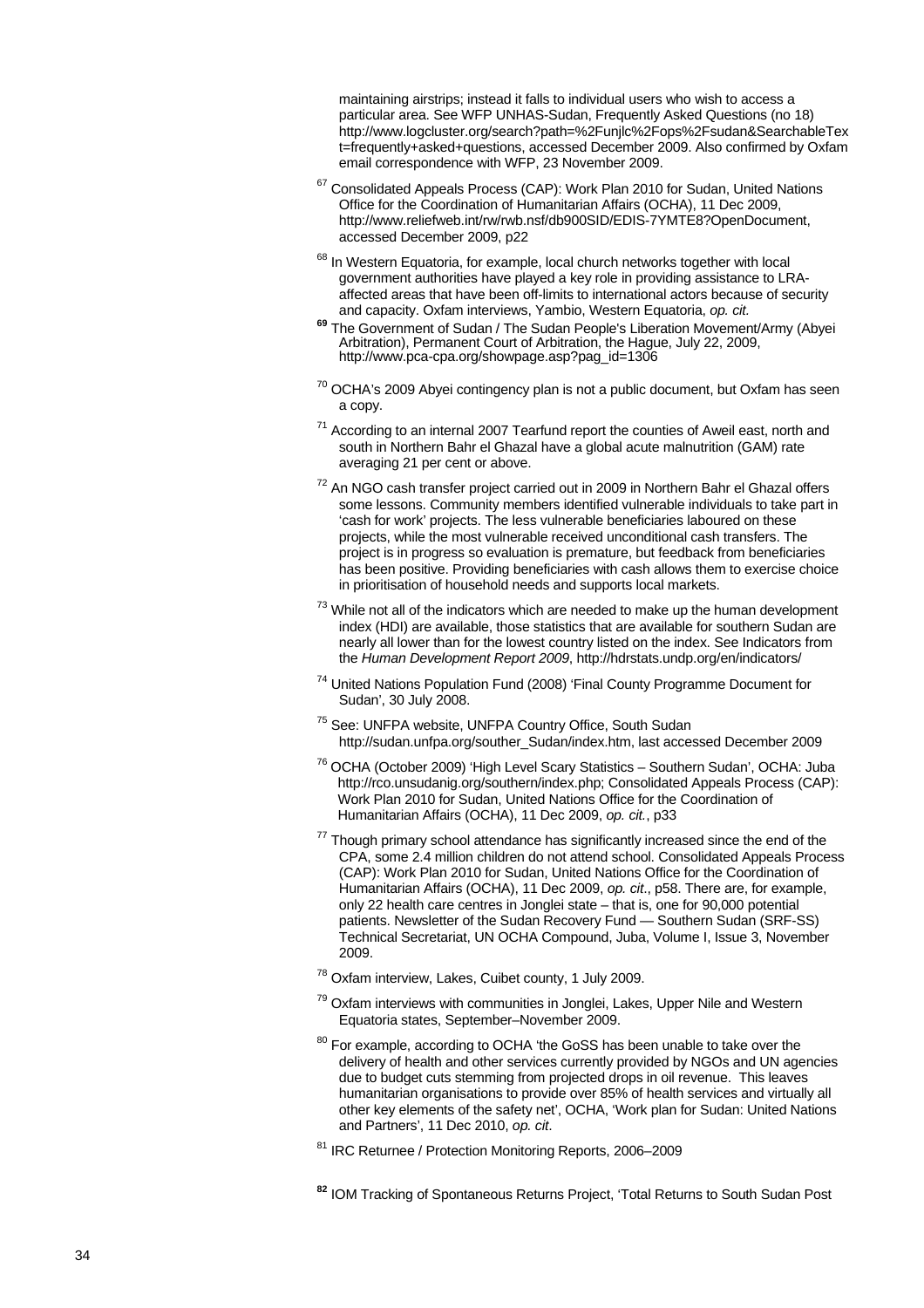maintaining airstrips; instead it falls to individual users who wish to access a particular area. See WFP UNHAS-Sudan, Frequently Asked Questions (no 18) http://www.logcluster.org/search?path=%2Funjlc%2Fops%2Fsudan&SearchableText=frequently+asked+questions, accessed December 2009. Also confirmed by Oxfam email correspondence with WFP, 23 November 2009.

[67] Consolidated Appeals Process (CAP): Work Plan 2010 for Sudan, United Nations Office for the Coordination of Humanitarian Affairs (OCHA), 11 Dec 2009, http://www.reliefweb.int/rw/rwb.nsf/db900SID/EDIS-7YMTE8?OpenDocument, accessed December 2009, p22

[68] In Western Equatoria, for example, local church networks together with local government authorities have played a key role in providing assistance to LRA-affected areas that have been off-limits to international actors because of security and capacity. Oxfam interviews, Yambio, Western Equatoria, *op. cit.*

[69] The Government of Sudan / The Sudan People's Liberation Movement/Army (Abyei Arbitration), Permanent Court of Arbitration, the Hague, July 22, 2009, http://www.pca-cpa.org/showpage.asp?pag_id=1306

[70] OCHA's 2009 Abyei contingency plan is not a public document, but Oxfam has seen a copy.

[71] According to an internal 2007 Tearfund report the counties of Aweil east, north and south in Northern Bahr el Ghazal have a global acute malnutrition (GAM) rate averaging 21 per cent or above.

[72] An NGO cash transfer project carried out in 2009 in Northern Bahr el Ghazal offers some lessons. Community members identified vulnerable individuals to take part in 'cash for work' projects. The less vulnerable beneficiaries laboured on these projects, while the most vulnerable received unconditional cash transfers. The project is in progress so evaluation is premature, but feedback from beneficiaries has been positive. Providing beneficiaries with cash allows them to exercise choice in prioritisation of household needs and supports local markets.

[73] While not all of the indicators which are needed to make up the human development index (HDI) are available, those statistics that are available for southern Sudan are nearly all lower than for the lowest country listed on the index. See Indicators from the *Human Development Report 2009*, http://hdrstats.undp.org/en/indicators/

[74] United Nations Population Fund (2008) 'Final County Programme Document for Sudan', 30 July 2008.

[75] See: UNFPA website, UNFPA Country Office, South Sudan http://sudan.unfpa.org/souther_Sudan/index.htm, last accessed December 2009

[76] OCHA (October 2009) 'High Level Scary Statistics – Southern Sudan', OCHA: Juba http://rco.unsudanig.org/southern/index.php; Consolidated Appeals Process (CAP): Work Plan 2010 for Sudan, United Nations Office for the Coordination of Humanitarian Affairs (OCHA), 11 Dec 2009, *op. cit.*, p33

[77] Though primary school attendance has significantly increased since the end of the CPA, some 2.4 million children do not attend school. Consolidated Appeals Process (CAP): Work Plan 2010 for Sudan, United Nations Office for the Coordination of Humanitarian Affairs (OCHA), 11 Dec 2009, *op. cit.*, p58. There are, for example, only 22 health care centres in Jonglei state – that is, one for 90,000 potential patients. Newsletter of the Sudan Recovery Fund — Southern Sudan (SRF-SS) Technical Secretariat, UN OCHA Compound, Juba, Volume I, Issue 3, November 2009.

[78] Oxfam interview, Lakes, Cuibet county, 1 July 2009.

[79] Oxfam interviews with communities in Jonglei, Lakes, Upper Nile and Western Equatoria states, September–November 2009.

[80] For example, according to OCHA 'the GoSS has been unable to take over the delivery of health and other services currently provided by NGOs and UN agencies due to budget cuts stemming from projected drops in oil revenue. This leaves humanitarian organisations to provide over 85% of health services and virtually all other key elements of the safety net', OCHA, 'Work plan for Sudan: United Nations and Partners', 11 Dec 2010, *op. cit*.

[81] IRC Returnee / Protection Monitoring Reports, 2006–2009

[82] IOM Tracking of Spontaneous Returns Project, 'Total Returns to South Sudan Post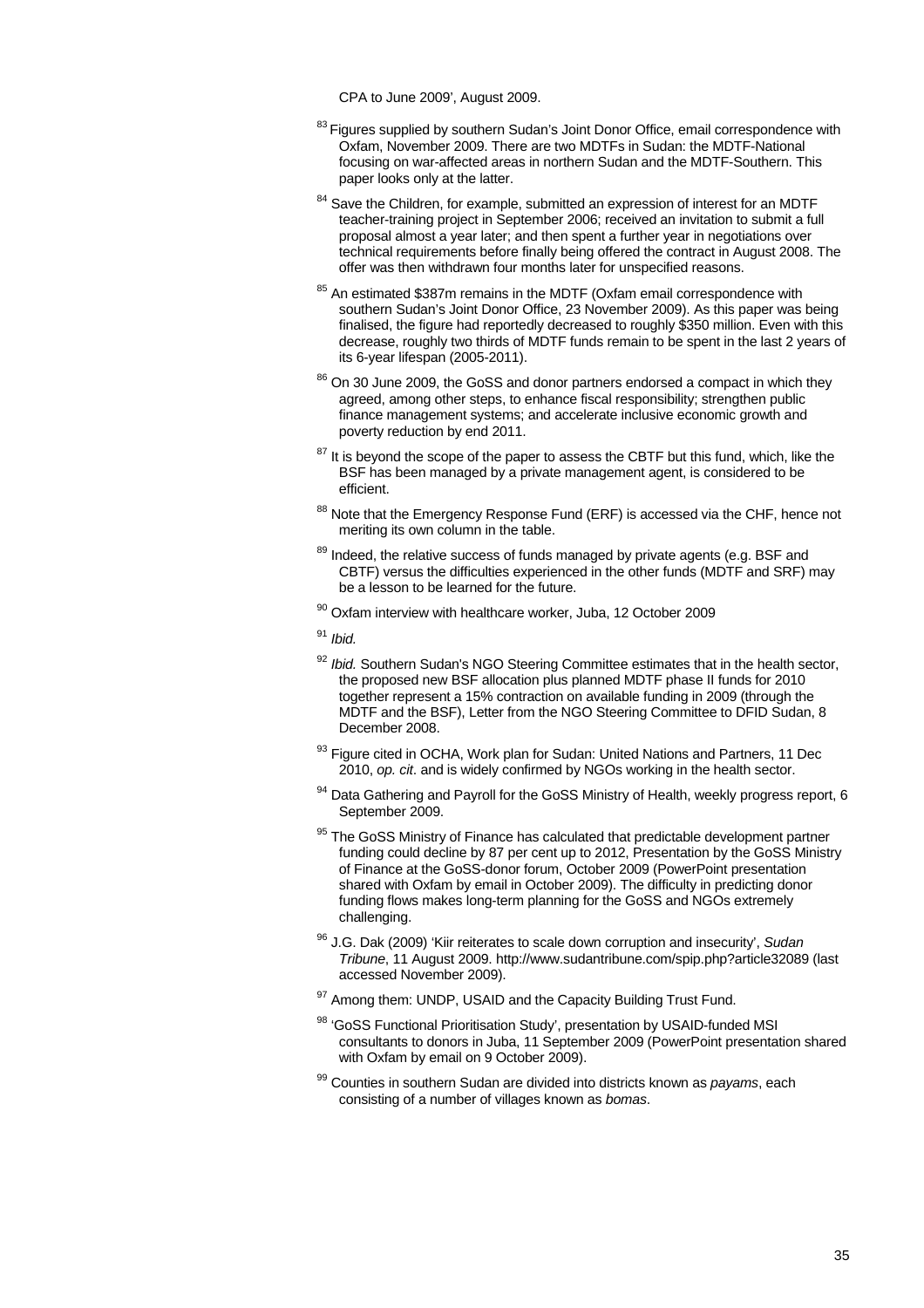CPA to June 2009', August 2009.

[83] Figures supplied by southern Sudan's Joint Donor Office, email correspondence with Oxfam, November 2009. There are two MDTFs in Sudan: the MDTF-National focusing on war-affected areas in northern Sudan and the MDTF-Southern. This paper looks only at the latter.

[84] Save the Children, for example, submitted an expression of interest for an MDTF teacher-training project in September 2006; received an invitation to submit a full proposal almost a year later; and then spent a further year in negotiations over technical requirements before finally being offered the contract in August 2008. The offer was then withdrawn four months later for unspecified reasons.

[85] An estimated $387m remains in the MDTF (Oxfam email correspondence with southern Sudan's Joint Donor Office, 23 November 2009). As this paper was being finalised, the figure had reportedly decreased to roughly $350 million. Even with this decrease, roughly two thirds of MDTF funds remain to be spent in the last 2 years of its 6-year lifespan (2005-2011).

[86] On 30 June 2009, the GoSS and donor partners endorsed a compact in which they agreed, among other steps, to enhance fiscal responsibility; strengthen public finance management systems; and accelerate inclusive economic growth and poverty reduction by end 2011.

[87] It is beyond the scope of the paper to assess the CBTF but this fund, which, like the BSF has been managed by a private management agent, is considered to be efficient.

[88] Note that the Emergency Response Fund (ERF) is accessed via the CHF, hence not meriting its own column in the table.

[89] Indeed, the relative success of funds managed by private agents (e.g. BSF and CBTF) versus the difficulties experienced in the other funds (MDTF and SRF) may be a lesson to be learned for the future.

[90] Oxfam interview with healthcare worker, Juba, 12 October 2009

[91] *Ibid.*

[92] *Ibid.* Southern Sudan's NGO Steering Committee estimates that in the health sector, the proposed new BSF allocation plus planned MDTF phase II funds for 2010 together represent a 15% contraction on available funding in 2009 (through the MDTF and the BSF), Letter from the NGO Steering Committee to DFID Sudan, 8 December 2008.

[93] Figure cited in OCHA, Work plan for Sudan: United Nations and Partners, 11 Dec 2010, *op. cit*. and is widely confirmed by NGOs working in the health sector.

[94] Data Gathering and Payroll for the GoSS Ministry of Health, weekly progress report, 6 September 2009.

[95] The GoSS Ministry of Finance has calculated that predictable development partner funding could decline by 87 per cent up to 2012, Presentation by the GoSS Ministry of Finance at the GoSS-donor forum, October 2009 (PowerPoint presentation shared with Oxfam by email in October 2009). The difficulty in predicting donor funding flows makes long-term planning for the GoSS and NGOs extremely challenging.

[96] J.G. Dak (2009) 'Kiir reiterates to scale down corruption and insecurity', *Sudan Tribune*, 11 August 2009. http://www.sudantribune.com/spip.php?article32089 (last accessed November 2009).

[97] Among them: UNDP, USAID and the Capacity Building Trust Fund.

[98] 'GoSS Functional Prioritisation Study', presentation by USAID-funded MSI consultants to donors in Juba, 11 September 2009 (PowerPoint presentation shared with Oxfam by email on 9 October 2009).

[99] Counties in southern Sudan are divided into districts known as *payams*, each consisting of a number of villages known as *bomas*.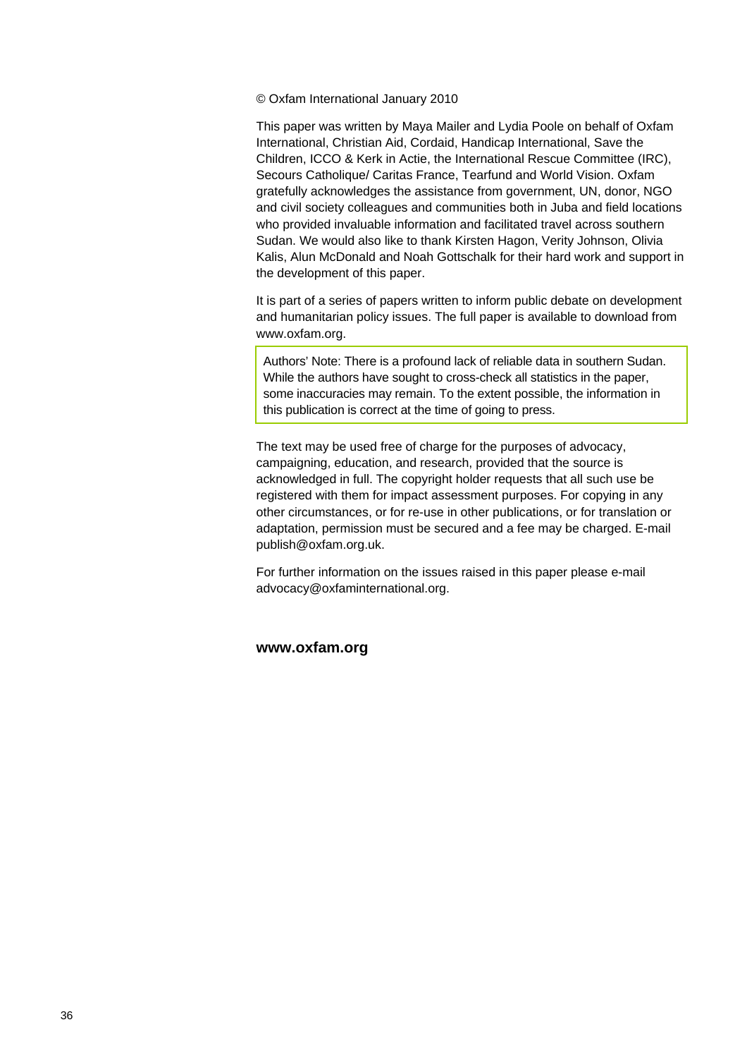© Oxfam International January 2010

This paper was written by Maya Mailer and Lydia Poole on behalf of Oxfam International, Christian Aid, Cordaid, Handicap International, Save the Children, ICCO & Kerk in Actie, the International Rescue Committee (IRC), Secours Catholique/ Caritas France, Tearfund and World Vision. Oxfam gratefully acknowledges the assistance from government, UN, donor, NGO and civil society colleagues and communities both in Juba and field locations who provided invaluable information and facilitated travel across southern Sudan. We would also like to thank Kirsten Hagon, Verity Johnson, Olivia Kalis, Alun McDonald and Noah Gottschalk for their hard work and support in the development of this paper.

It is part of a series of papers written to inform public debate on development and humanitarian policy issues. The full paper is available to download from www.oxfam.org.

> Authors' Note: There is a profound lack of reliable data in southern Sudan. While the authors have sought to cross-check all statistics in the paper, some inaccuracies may remain. To the extent possible, the information in this publication is correct at the time of going to press.

The text may be used free of charge for the purposes of advocacy, campaigning, education, and research, provided that the source is acknowledged in full. The copyright holder requests that all such use be registered with them for impact assessment purposes. For copying in any other circumstances, or for re-use in other publications, or for translation or adaptation, permission must be secured and a fee may be charged. E-mail publish@oxfam.org.uk.

For further information on the issues raised in this paper please e-mail advocacy@oxfaminternational.org.

**www.oxfam.org**